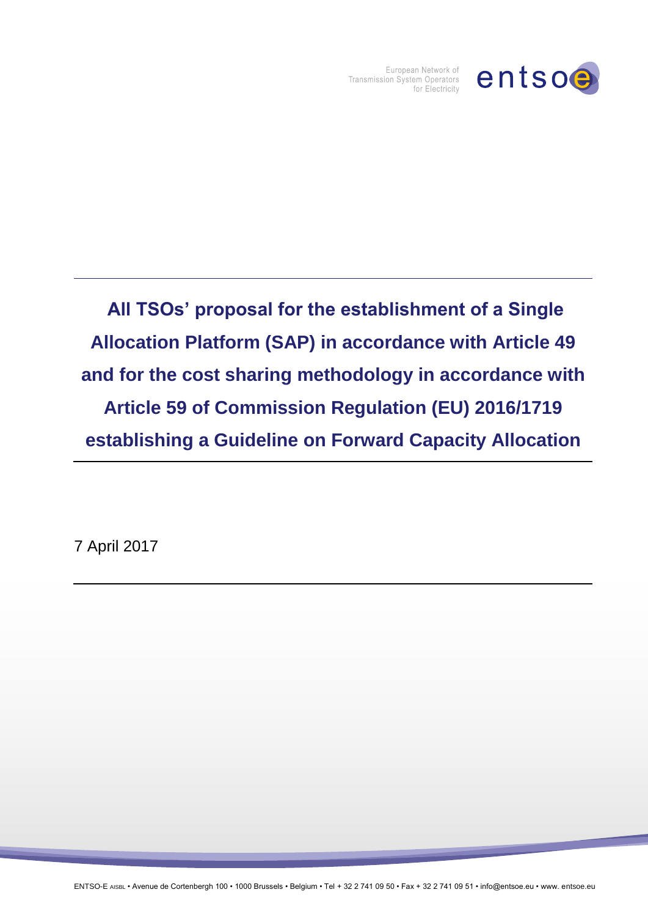# All TSOs' proposal for the establishment of a Single Allocation Platform (SAP) in accordance with Article 49 and for the cost sharing methodology in accordance with Article 59 of Commission Regulation (EU) 2016/1719 establishing a Guideline on Forward Capacity Allocation

7 April 2017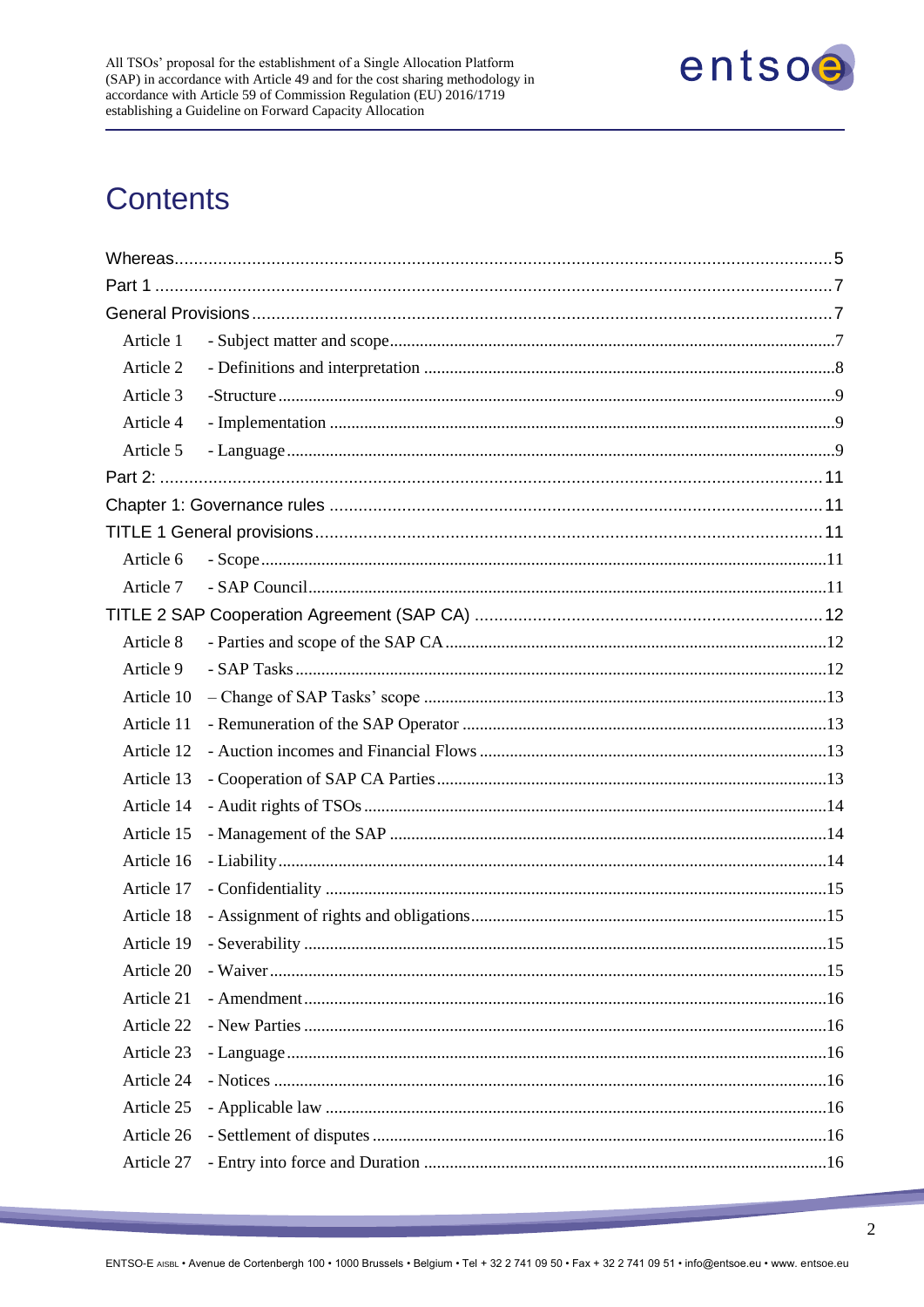# Contents

| | | |
|---|---|---|
| Whereas | | 5 |
| Part 1 | | 7 |
| General Provisions | | 7 |
| Article 1 | - Subject matter and scope | 7 |
| Article 2 | - Definitions and interpretation | 8 |
| Article 3 | -Structure | 9 |
| Article 4 | - Implementation | 9 |
| Article 5 | - Language | 9 |
| Part 2: | | 11 |
| Chapter 1: Governance rules | | 11 |
| TITLE 1 General provisions | | 11 |
| Article 6 | - Scope | 11 |
| Article 7 | - SAP Council | 11 |
| TITLE 2 SAP Cooperation Agreement (SAP CA) | | 12 |
| Article 8 | - Parties and scope of the SAP CA | 12 |
| Article 9 | - SAP Tasks | 12 |
| Article 10 | – Change of SAP Tasks' scope | 13 |
| Article 11 | - Remuneration of the SAP Operator | 13 |
| Article 12 | - Auction incomes and Financial Flows | 13 |
| Article 13 | - Cooperation of SAP CA Parties | 13 |
| Article 14 | - Audit rights of TSOs | 14 |
| Article 15 | - Management of the SAP | 14 |
| Article 16 | - Liability | 14 |
| Article 17 | - Confidentiality | 15 |
| Article 18 | - Assignment of rights and obligations | 15 |
| Article 19 | - Severability | 15 |
| Article 20 | - Waiver | 15 |
| Article 21 | - Amendment | 16 |
| Article 22 | - New Parties | 16 |
| Article 23 | - Language | 16 |
| Article 24 | - Notices | 16 |
| Article 25 | - Applicable law | 16 |
| Article 26 | - Settlement of disputes | 16 |
| Article 27 | - Entry into force and Duration | 16 |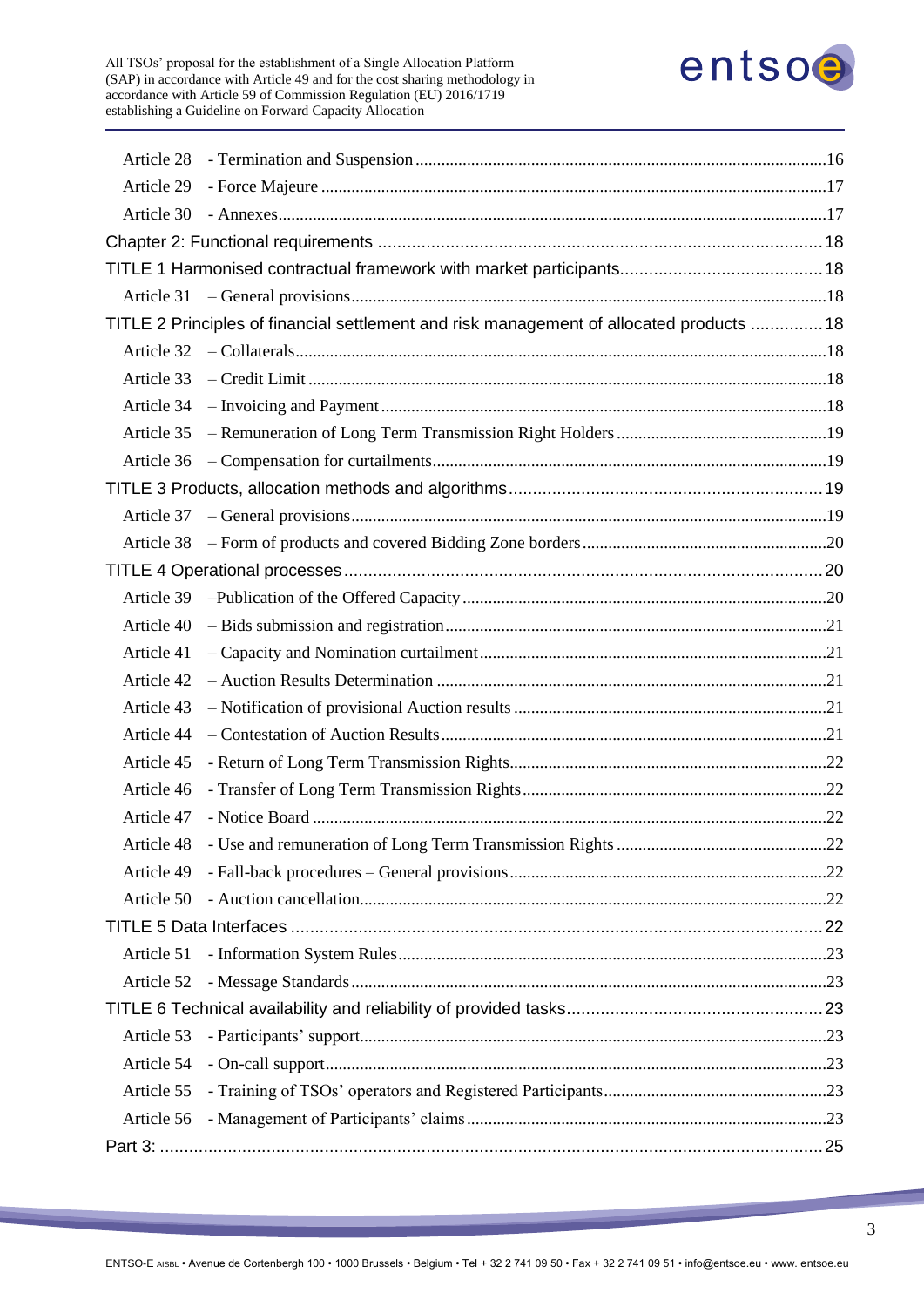Article 28 - Termination and Suspension ..... 16

Article 29 - Force Majeure ..... 17

Article 30 - Annexes ..... 17

Chapter 2: Functional requirements ..... 18

TITLE 1 Harmonised contractual framework with market participants ..... 18

Article 31 – General provisions ..... 18

TITLE 2 Principles of financial settlement and risk management of allocated products ..... 18

Article 32 – Collaterals ..... 18

Article 33 – Credit Limit ..... 18

Article 34 – Invoicing and Payment ..... 18

Article 35 – Remuneration of Long Term Transmission Right Holders ..... 19

Article 36 – Compensation for curtailments ..... 19

TITLE 3 Products, allocation methods and algorithms ..... 19

Article 37 – General provisions ..... 19

Article 38 – Form of products and covered Bidding Zone borders ..... 20

TITLE 4 Operational processes ..... 20

Article 39 –Publication of the Offered Capacity ..... 20

Article 40 – Bids submission and registration ..... 21

Article 41 – Capacity and Nomination curtailment ..... 21

Article 42 – Auction Results Determination ..... 21

Article 43 – Notification of provisional Auction results ..... 21

Article 44 – Contestation of Auction Results ..... 21

Article 45 - Return of Long Term Transmission Rights ..... 22

Article 46 - Transfer of Long Term Transmission Rights ..... 22

Article 47 - Notice Board ..... 22

Article 48 - Use and remuneration of Long Term Transmission Rights ..... 22

Article 49 - Fall-back procedures – General provisions ..... 22

Article 50 - Auction cancellation ..... 22

TITLE 5 Data Interfaces ..... 22

Article 51 - Information System Rules ..... 23

Article 52 - Message Standards ..... 23

TITLE 6 Technical availability and reliability of provided tasks ..... 23

Article 53 - Participants' support ..... 23

Article 54 - On-call support ..... 23

Article 55 - Training of TSOs' operators and Registered Participants ..... 23

Article 56 - Management of Participants' claims ..... 23

Part 3: ..... 25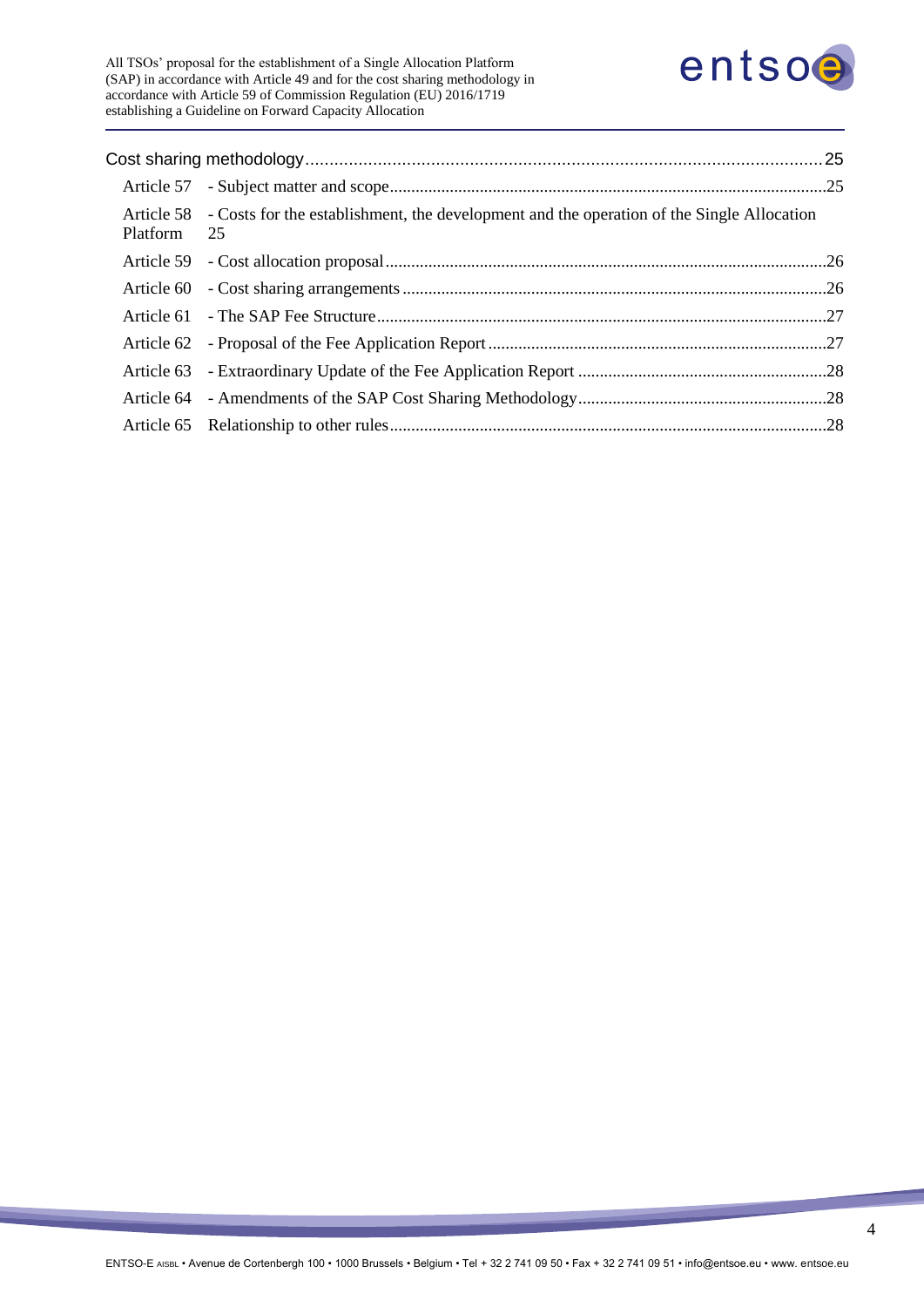Cost sharing methodology .......................................................................................................... 25

Article 57 - Subject matter and scope .................................................................................................... 25

Article 58 - Costs for the establishment, the development and the operation of the Single Allocation Platform 25

Article 59 - Cost allocation proposal ...................................................................................................... 26

Article 60 - Cost sharing arrangements .................................................................................................. 26

Article 61 - The SAP Fee Structure ........................................................................................................ 27

Article 62 - Proposal of the Fee Application Report ............................................................................... 27

Article 63 - Extraordinary Update of the Fee Application Report ........................................................... 28

Article 64 - Amendments of the SAP Cost Sharing Methodology .......................................................... 28

Article 65 Relationship to other rules ..................................................................................................... 28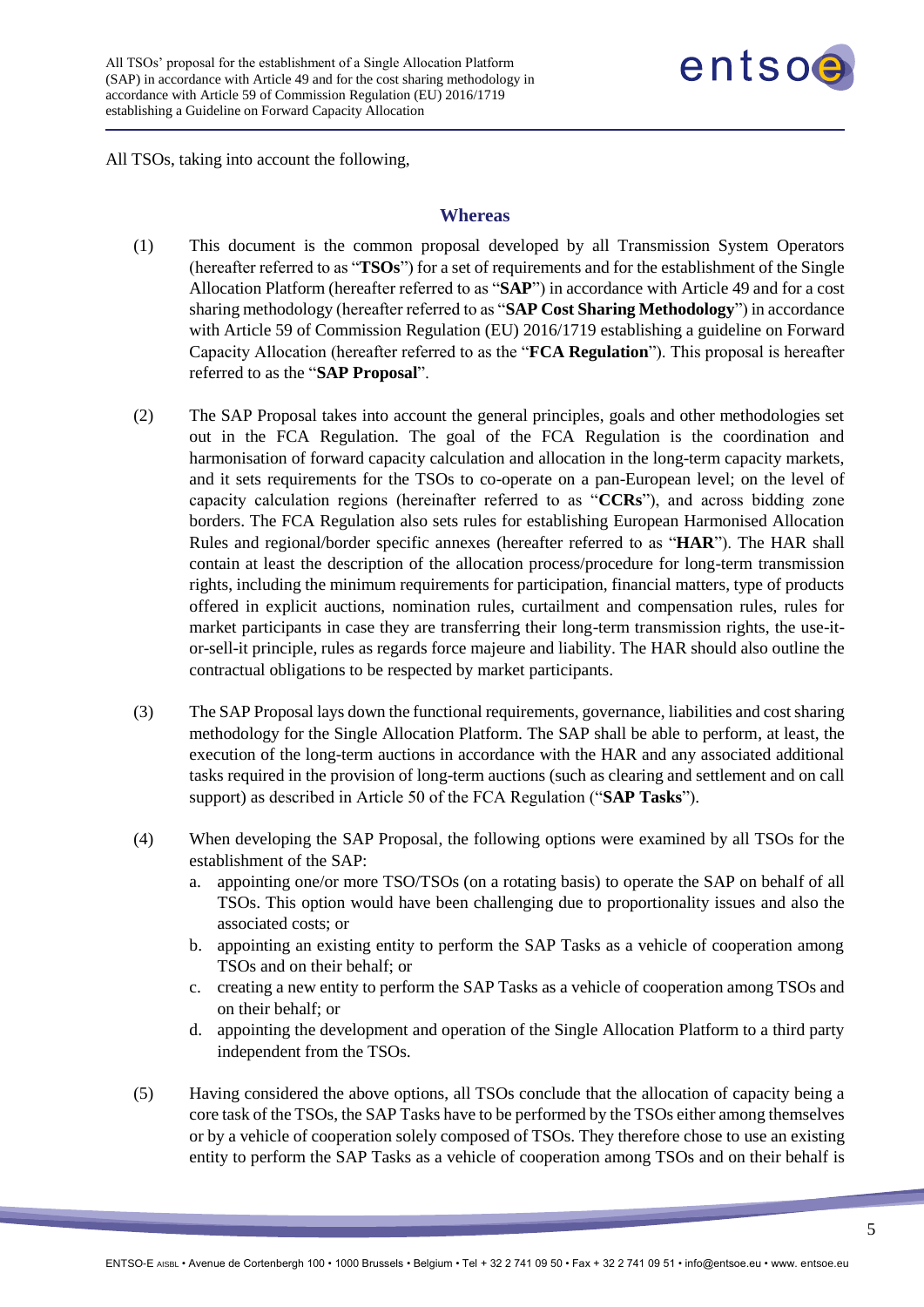All TSOs, taking into account the following,

## Whereas

(1) This document is the common proposal developed by all Transmission System Operators (hereafter referred to as "**TSOs**") for a set of requirements and for the establishment of the Single Allocation Platform (hereafter referred to as "**SAP**") in accordance with Article 49 and for a cost sharing methodology (hereafter referred to as "**SAP Cost Sharing Methodology**") in accordance with Article 59 of Commission Regulation (EU) 2016/1719 establishing a guideline on Forward Capacity Allocation (hereafter referred to as the "**FCA Regulation**"). This proposal is hereafter referred to as the "**SAP Proposal**".

(2) The SAP Proposal takes into account the general principles, goals and other methodologies set out in the FCA Regulation. The goal of the FCA Regulation is the coordination and harmonisation of forward capacity calculation and allocation in the long-term capacity markets, and it sets requirements for the TSOs to co-operate on a pan-European level; on the level of capacity calculation regions (hereinafter referred to as "**CCRs**"), and across bidding zone borders. The FCA Regulation also sets rules for establishing European Harmonised Allocation Rules and regional/border specific annexes (hereafter referred to as "**HAR**"). The HAR shall contain at least the description of the allocation process/procedure for long-term transmission rights, including the minimum requirements for participation, financial matters, type of products offered in explicit auctions, nomination rules, curtailment and compensation rules, rules for market participants in case they are transferring their long-term transmission rights, the use-it-or-sell-it principle, rules as regards force majeure and liability. The HAR should also outline the contractual obligations to be respected by market participants.

(3) The SAP Proposal lays down the functional requirements, governance, liabilities and cost sharing methodology for the Single Allocation Platform. The SAP shall be able to perform, at least, the execution of the long-term auctions in accordance with the HAR and any associated additional tasks required in the provision of long-term auctions (such as clearing and settlement and on call support) as described in Article 50 of the FCA Regulation ("**SAP Tasks**").

(4) When developing the SAP Proposal, the following options were examined by all TSOs for the establishment of the SAP:
   a. appointing one/or more TSO/TSOs (on a rotating basis) to operate the SAP on behalf of all TSOs. This option would have been challenging due to proportionality issues and also the associated costs; or
   b. appointing an existing entity to perform the SAP Tasks as a vehicle of cooperation among TSOs and on their behalf; or
   c. creating a new entity to perform the SAP Tasks as a vehicle of cooperation among TSOs and on their behalf; or
   d. appointing the development and operation of the Single Allocation Platform to a third party independent from the TSOs.

(5) Having considered the above options, all TSOs conclude that the allocation of capacity being a core task of the TSOs, the SAP Tasks have to be performed by the TSOs either among themselves or by a vehicle of cooperation solely composed of TSOs. They therefore chose to use an existing entity to perform the SAP Tasks as a vehicle of cooperation among TSOs and on their behalf is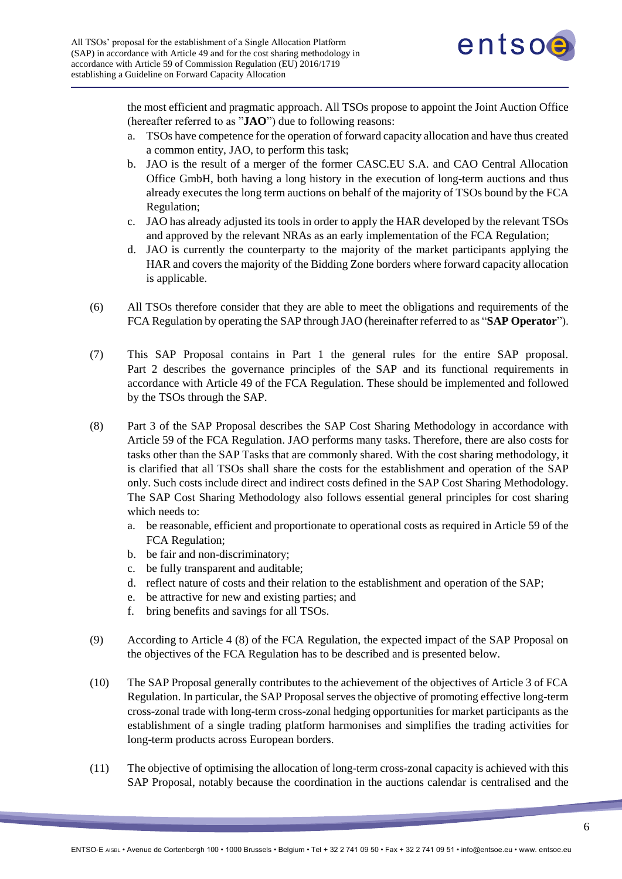the most efficient and pragmatic approach. All TSOs propose to appoint the Joint Auction Office (hereafter referred to as "**JAO**") due to following reasons:

a. TSOs have competence for the operation of forward capacity allocation and have thus created a common entity, JAO, to perform this task;
b. JAO is the result of a merger of the former CASC.EU S.A. and CAO Central Allocation Office GmbH, both having a long history in the execution of long-term auctions and thus already executes the long term auctions on behalf of the majority of TSOs bound by the FCA Regulation;
c. JAO has already adjusted its tools in order to apply the HAR developed by the relevant TSOs and approved by the relevant NRAs as an early implementation of the FCA Regulation;
d. JAO is currently the counterparty to the majority of the market participants applying the HAR and covers the majority of the Bidding Zone borders where forward capacity allocation is applicable.

(6) All TSOs therefore consider that they are able to meet the obligations and requirements of the FCA Regulation by operating the SAP through JAO (hereinafter referred to as "**SAP Operator**").

(7) This SAP Proposal contains in Part 1 the general rules for the entire SAP proposal. Part 2 describes the governance principles of the SAP and its functional requirements in accordance with Article 49 of the FCA Regulation. These should be implemented and followed by the TSOs through the SAP.

(8) Part 3 of the SAP Proposal describes the SAP Cost Sharing Methodology in accordance with Article 59 of the FCA Regulation. JAO performs many tasks. Therefore, there are also costs for tasks other than the SAP Tasks that are commonly shared. With the cost sharing methodology, it is clarified that all TSOs shall share the costs for the establishment and operation of the SAP only. Such costs include direct and indirect costs defined in the SAP Cost Sharing Methodology. The SAP Cost Sharing Methodology also follows essential general principles for cost sharing which needs to:

a. be reasonable, efficient and proportionate to operational costs as required in Article 59 of the FCA Regulation;
b. be fair and non-discriminatory;
c. be fully transparent and auditable;
d. reflect nature of costs and their relation to the establishment and operation of the SAP;
e. be attractive for new and existing parties; and
f. bring benefits and savings for all TSOs.

(9) According to Article 4 (8) of the FCA Regulation, the expected impact of the SAP Proposal on the objectives of the FCA Regulation has to be described and is presented below.

(10) The SAP Proposal generally contributes to the achievement of the objectives of Article 3 of FCA Regulation. In particular, the SAP Proposal serves the objective of promoting effective long-term cross-zonal trade with long-term cross-zonal hedging opportunities for market participants as the establishment of a single trading platform harmonises and simplifies the trading activities for long-term products across European borders.

(11) The objective of optimising the allocation of long-term cross-zonal capacity is achieved with this SAP Proposal, notably because the coordination in the auctions calendar is centralised and the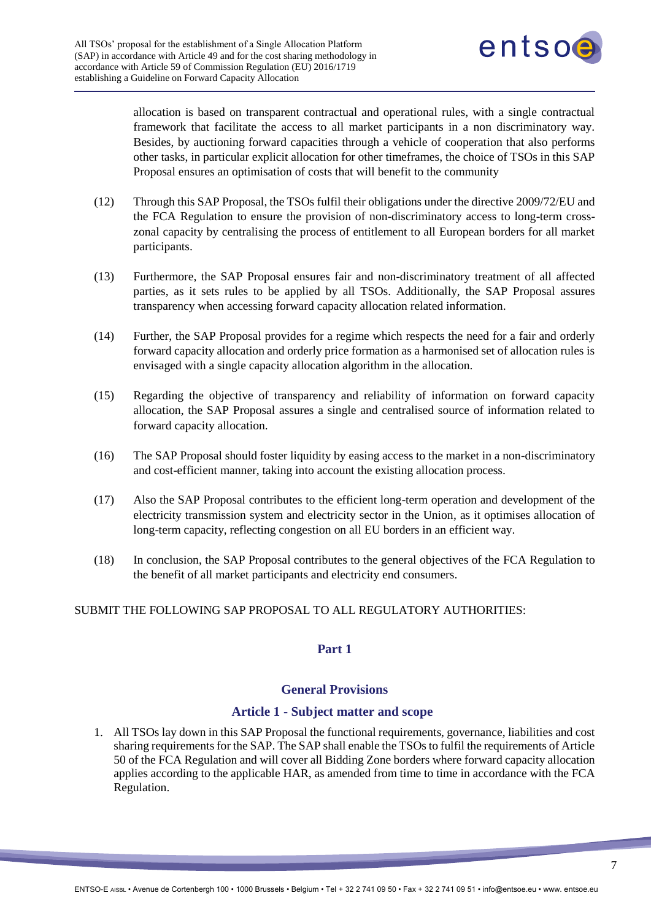allocation is based on transparent contractual and operational rules, with a single contractual framework that facilitate the access to all market participants in a non discriminatory way. Besides, by auctioning forward capacities through a vehicle of cooperation that also performs other tasks, in particular explicit allocation for other timeframes, the choice of TSOs in this SAP Proposal ensures an optimisation of costs that will benefit to the community

(12) Through this SAP Proposal, the TSOs fulfil their obligations under the directive 2009/72/EU and the FCA Regulation to ensure the provision of non-discriminatory access to long-term cross-zonal capacity by centralising the process of entitlement to all European borders for all market participants.

(13) Furthermore, the SAP Proposal ensures fair and non-discriminatory treatment of all affected parties, as it sets rules to be applied by all TSOs. Additionally, the SAP Proposal assures transparency when accessing forward capacity allocation related information.

(14) Further, the SAP Proposal provides for a regime which respects the need for a fair and orderly forward capacity allocation and orderly price formation as a harmonised set of allocation rules is envisaged with a single capacity allocation algorithm in the allocation.

(15) Regarding the objective of transparency and reliability of information on forward capacity allocation, the SAP Proposal assures a single and centralised source of information related to forward capacity allocation.

(16) The SAP Proposal should foster liquidity by easing access to the market in a non-discriminatory and cost-efficient manner, taking into account the existing allocation process.

(17) Also the SAP Proposal contributes to the efficient long-term operation and development of the electricity transmission system and electricity sector in the Union, as it optimises allocation of long-term capacity, reflecting congestion on all EU borders in an efficient way.

(18) In conclusion, the SAP Proposal contributes to the general objectives of the FCA Regulation to the benefit of all market participants and electricity end consumers.

SUBMIT THE FOLLOWING SAP PROPOSAL TO ALL REGULATORY AUTHORITIES:

## Part 1

## General Provisions

### Article 1 - Subject matter and scope

1. All TSOs lay down in this SAP Proposal the functional requirements, governance, liabilities and cost sharing requirements for the SAP. The SAP shall enable the TSOs to fulfil the requirements of Article 50 of the FCA Regulation and will cover all Bidding Zone borders where forward capacity allocation applies according to the applicable HAR, as amended from time to time in accordance with the FCA Regulation.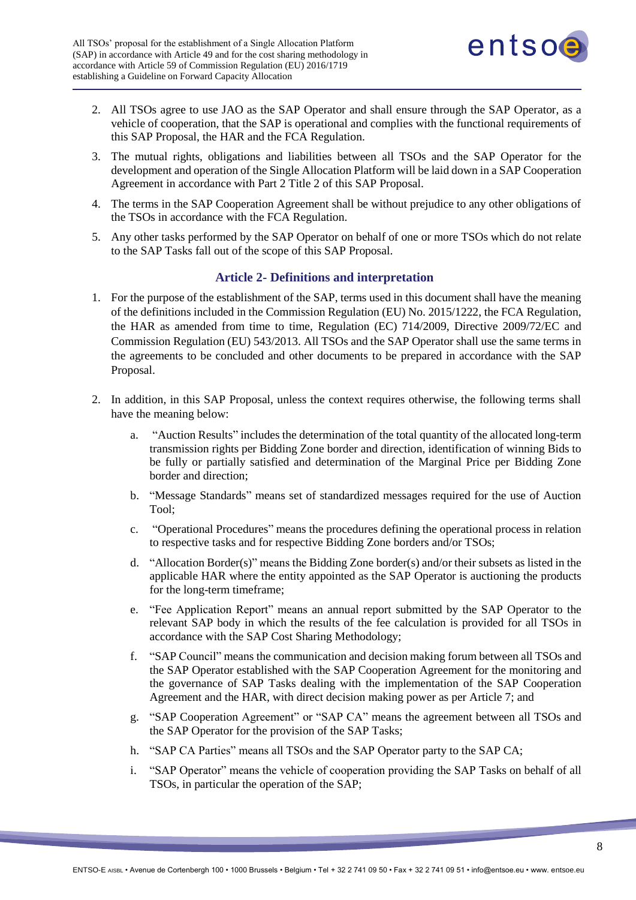2. All TSOs agree to use JAO as the SAP Operator and shall ensure through the SAP Operator, as a vehicle of cooperation, that the SAP is operational and complies with the functional requirements of this SAP Proposal, the HAR and the FCA Regulation.
3. The mutual rights, obligations and liabilities between all TSOs and the SAP Operator for the development and operation of the Single Allocation Platform will be laid down in a SAP Cooperation Agreement in accordance with Part 2 Title 2 of this SAP Proposal.
4. The terms in the SAP Cooperation Agreement shall be without prejudice to any other obligations of the TSOs in accordance with the FCA Regulation.
5. Any other tasks performed by the SAP Operator on behalf of one or more TSOs which do not relate to the SAP Tasks fall out of the scope of this SAP Proposal.

### Article 2- Definitions and interpretation

1. For the purpose of the establishment of the SAP, terms used in this document shall have the meaning of the definitions included in the Commission Regulation (EU) No. 2015/1222, the FCA Regulation, the HAR as amended from time to time, Regulation (EC) 714/2009, Directive 2009/72/EC and Commission Regulation (EU) 543/2013. All TSOs and the SAP Operator shall use the same terms in the agreements to be concluded and other documents to be prepared in accordance with the SAP Proposal.

2. In addition, in this SAP Proposal, unless the context requires otherwise, the following terms shall have the meaning below:

   a. "Auction Results" includes the determination of the total quantity of the allocated long-term transmission rights per Bidding Zone border and direction, identification of winning Bids to be fully or partially satisfied and determination of the Marginal Price per Bidding Zone border and direction;

   b. "Message Standards" means set of standardized messages required for the use of Auction Tool;

   c. "Operational Procedures" means the procedures defining the operational process in relation to respective tasks and for respective Bidding Zone borders and/or TSOs;

   d. "Allocation Border(s)" means the Bidding Zone border(s) and/or their subsets as listed in the applicable HAR where the entity appointed as the SAP Operator is auctioning the products for the long-term timeframe;

   e. "Fee Application Report" means an annual report submitted by the SAP Operator to the relevant SAP body in which the results of the fee calculation is provided for all TSOs in accordance with the SAP Cost Sharing Methodology;

   f. "SAP Council" means the communication and decision making forum between all TSOs and the SAP Operator established with the SAP Cooperation Agreement for the monitoring and the governance of SAP Tasks dealing with the implementation of the SAP Cooperation Agreement and the HAR, with direct decision making power as per Article 7; and

   g. "SAP Cooperation Agreement" or "SAP CA" means the agreement between all TSOs and the SAP Operator for the provision of the SAP Tasks;

   h. "SAP CA Parties" means all TSOs and the SAP Operator party to the SAP CA;

   i. "SAP Operator" means the vehicle of cooperation providing the SAP Tasks on behalf of all TSOs, in particular the operation of the SAP;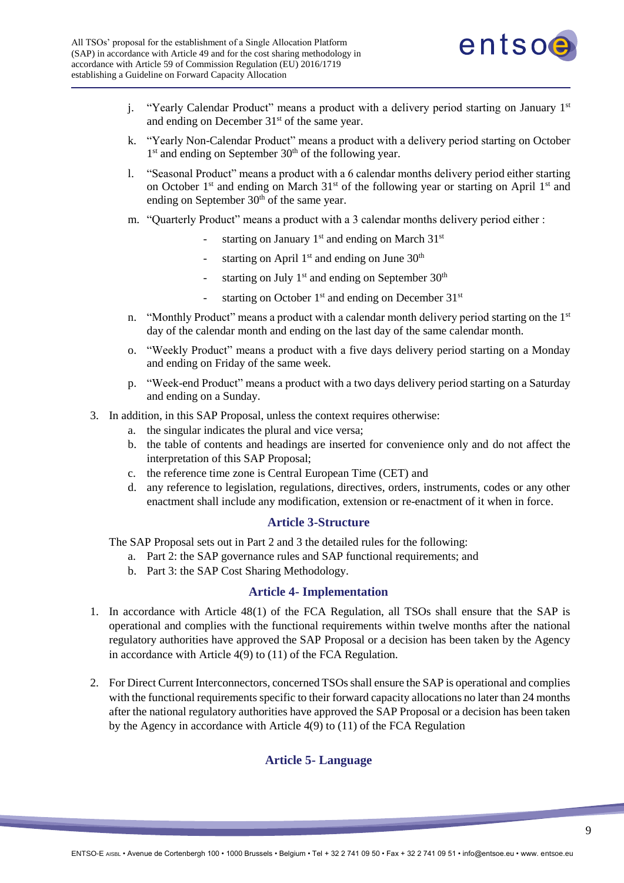j. "Yearly Calendar Product" means a product with a delivery period starting on January 1st and ending on December 31st of the same year.

k. "Yearly Non-Calendar Product" means a product with a delivery period starting on October 1st and ending on September 30th of the following year.

l. "Seasonal Product" means a product with a 6 calendar months delivery period either starting on October 1st and ending on March 31st of the following year or starting on April 1st and ending on September 30th of the same year.

m. "Quarterly Product" means a product with a 3 calendar months delivery period either :
   - starting on January 1st and ending on March 31st
   - starting on April 1st and ending on June 30th
   - starting on July 1st and ending on September 30th
   - starting on October 1st and ending on December 31st

n. "Monthly Product" means a product with a calendar month delivery period starting on the 1st day of the calendar month and ending on the last day of the same calendar month.

o. "Weekly Product" means a product with a five days delivery period starting on a Monday and ending on Friday of the same week.

p. "Week-end Product" means a product with a two days delivery period starting on a Saturday and ending on a Sunday.

3. In addition, in this SAP Proposal, unless the context requires otherwise:
   a. the singular indicates the plural and vice versa;
   b. the table of contents and headings are inserted for convenience only and do not affect the interpretation of this SAP Proposal;
   c. the reference time zone is Central European Time (CET) and
   d. any reference to legislation, regulations, directives, orders, instruments, codes or any other enactment shall include any modification, extension or re-enactment of it when in force.

## Article 3-Structure

The SAP Proposal sets out in Part 2 and 3 the detailed rules for the following:

a. Part 2: the SAP governance rules and SAP functional requirements; and
b. Part 3: the SAP Cost Sharing Methodology.

## Article 4- Implementation

1. In accordance with Article 48(1) of the FCA Regulation, all TSOs shall ensure that the SAP is operational and complies with the functional requirements within twelve months after the national regulatory authorities have approved the SAP Proposal or a decision has been taken by the Agency in accordance with Article 4(9) to (11) of the FCA Regulation.

2. For Direct Current Interconnectors, concerned TSOs shall ensure the SAP is operational and complies with the functional requirements specific to their forward capacity allocations no later than 24 months after the national regulatory authorities have approved the SAP Proposal or a decision has been taken by the Agency in accordance with Article 4(9) to (11) of the FCA Regulation

## Article 5- Language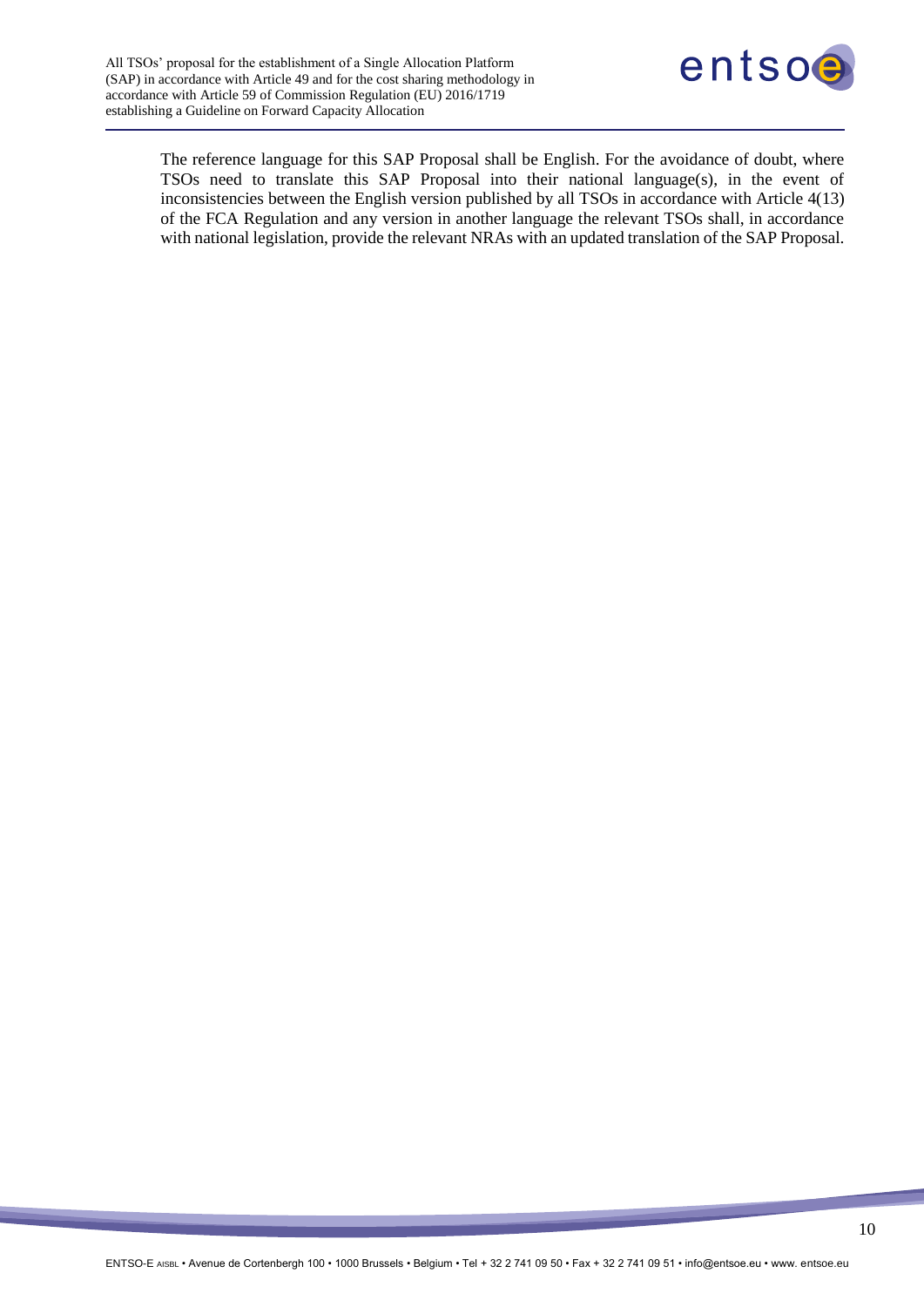The reference language for this SAP Proposal shall be English. For the avoidance of doubt, where TSOs need to translate this SAP Proposal into their national language(s), in the event of inconsistencies between the English version published by all TSOs in accordance with Article 4(13) of the FCA Regulation and any version in another language the relevant TSOs shall, in accordance with national legislation, provide the relevant NRAs with an updated translation of the SAP Proposal.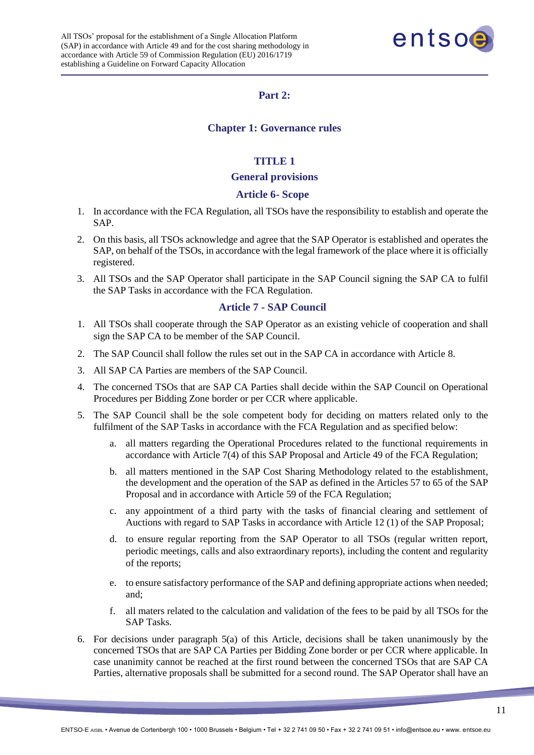# Part 2:

## Chapter 1: Governance rules

### TITLE 1

### General provisions

### Article 6- Scope

1. In accordance with the FCA Regulation, all TSOs have the responsibility to establish and operate the SAP.
2. On this basis, all TSOs acknowledge and agree that the SAP Operator is established and operates the SAP, on behalf of the TSOs, in accordance with the legal framework of the place where it is officially registered.
3. All TSOs and the SAP Operator shall participate in the SAP Council signing the SAP CA to fulfil the SAP Tasks in accordance with the FCA Regulation.

### Article 7 - SAP Council

1. All TSOs shall cooperate through the SAP Operator as an existing vehicle of cooperation and shall sign the SAP CA to be member of the SAP Council.
2. The SAP Council shall follow the rules set out in the SAP CA in accordance with Article 8.
3. All SAP CA Parties are members of the SAP Council.
4. The concerned TSOs that are SAP CA Parties shall decide within the SAP Council on Operational Procedures per Bidding Zone border or per CCR where applicable.
5. The SAP Council shall be the sole competent body for deciding on matters related only to the fulfilment of the SAP Tasks in accordance with the FCA Regulation and as specified below:
   a. all matters regarding the Operational Procedures related to the functional requirements in accordance with Article 7(4) of this SAP Proposal and Article 49 of the FCA Regulation;
   b. all matters mentioned in the SAP Cost Sharing Methodology related to the establishment, the development and the operation of the SAP as defined in the Articles 57 to 65 of the SAP Proposal and in accordance with Article 59 of the FCA Regulation;
   c. any appointment of a third party with the tasks of financial clearing and settlement of Auctions with regard to SAP Tasks in accordance with Article 12 (1) of the SAP Proposal;
   d. to ensure regular reporting from the SAP Operator to all TSOs (regular written report, periodic meetings, calls and also extraordinary reports), including the content and regularity of the reports;
   e. to ensure satisfactory performance of the SAP and defining appropriate actions when needed; and;
   f. all maters related to the calculation and validation of the fees to be paid by all TSOs for the SAP Tasks.
6. For decisions under paragraph 5(a) of this Article, decisions shall be taken unanimously by the concerned TSOs that are SAP CA Parties per Bidding Zone border or per CCR where applicable. In case unanimity cannot be reached at the first round between the concerned TSOs that are SAP CA Parties, alternative proposals shall be submitted for a second round. The SAP Operator shall have an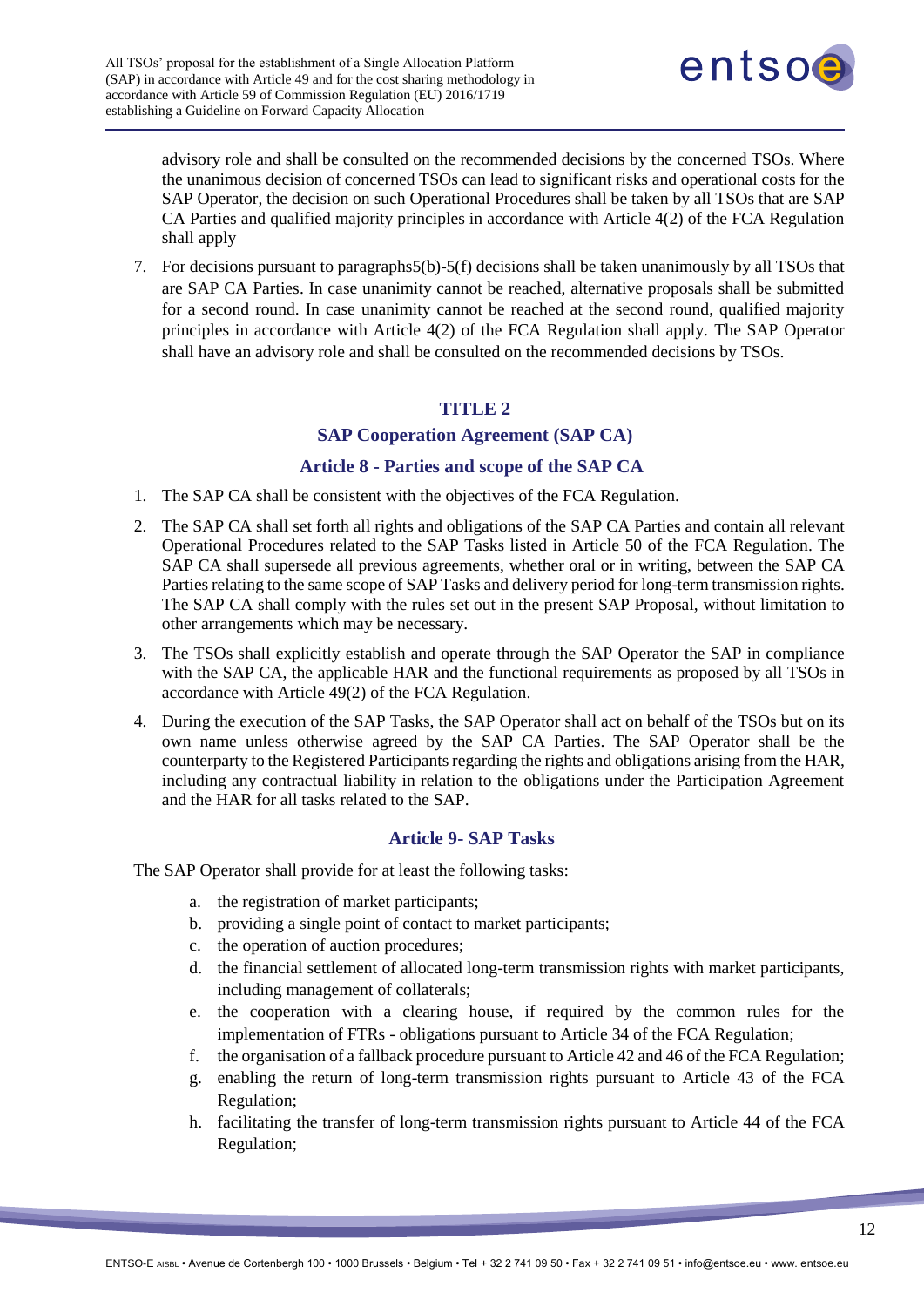advisory role and shall be consulted on the recommended decisions by the concerned TSOs. Where the unanimous decision of concerned TSOs can lead to significant risks and operational costs for the SAP Operator, the decision on such Operational Procedures shall be taken by all TSOs that are SAP CA Parties and qualified majority principles in accordance with Article 4(2) of the FCA Regulation shall apply

7. For decisions pursuant to paragraphs5(b)-5(f) decisions shall be taken unanimously by all TSOs that are SAP CA Parties. In case unanimity cannot be reached, alternative proposals shall be submitted for a second round. In case unanimity cannot be reached at the second round, qualified majority principles in accordance with Article 4(2) of the FCA Regulation shall apply. The SAP Operator shall have an advisory role and shall be consulted on the recommended decisions by TSOs.

## TITLE 2

## SAP Cooperation Agreement (SAP CA)

### Article 8 - Parties and scope of the SAP CA

1. The SAP CA shall be consistent with the objectives of the FCA Regulation.
2. The SAP CA shall set forth all rights and obligations of the SAP CA Parties and contain all relevant Operational Procedures related to the SAP Tasks listed in Article 50 of the FCA Regulation. The SAP CA shall supersede all previous agreements, whether oral or in writing, between the SAP CA Parties relating to the same scope of SAP Tasks and delivery period for long-term transmission rights. The SAP CA shall comply with the rules set out in the present SAP Proposal, without limitation to other arrangements which may be necessary.
3. The TSOs shall explicitly establish and operate through the SAP Operator the SAP in compliance with the SAP CA, the applicable HAR and the functional requirements as proposed by all TSOs in accordance with Article 49(2) of the FCA Regulation.
4. During the execution of the SAP Tasks, the SAP Operator shall act on behalf of the TSOs but on its own name unless otherwise agreed by the SAP CA Parties. The SAP Operator shall be the counterparty to the Registered Participants regarding the rights and obligations arising from the HAR, including any contractual liability in relation to the obligations under the Participation Agreement and the HAR for all tasks related to the SAP.

### Article 9- SAP Tasks

The SAP Operator shall provide for at least the following tasks:

a. the registration of market participants;
b. providing a single point of contact to market participants;
c. the operation of auction procedures;
d. the financial settlement of allocated long-term transmission rights with market participants, including management of collaterals;
e. the cooperation with a clearing house, if required by the common rules for the implementation of FTRs - obligations pursuant to Article 34 of the FCA Regulation;
f. the organisation of a fallback procedure pursuant to Article 42 and 46 of the FCA Regulation;
g. enabling the return of long-term transmission rights pursuant to Article 43 of the FCA Regulation;
h. facilitating the transfer of long-term transmission rights pursuant to Article 44 of the FCA Regulation;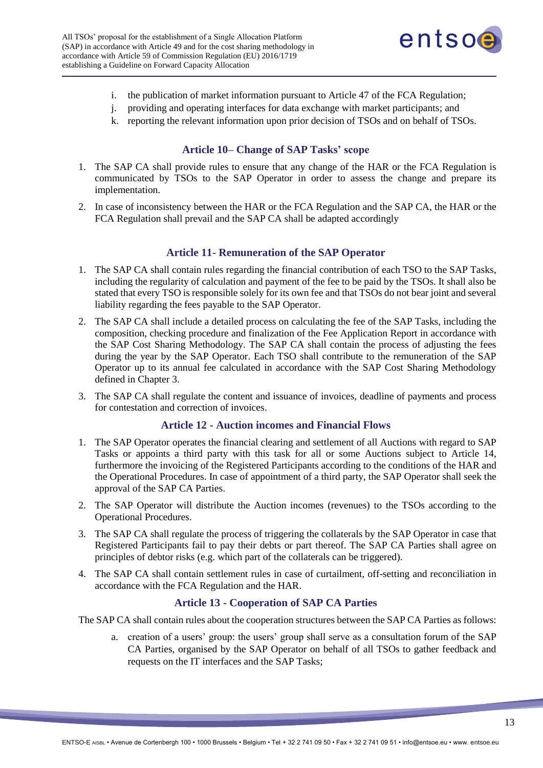i. the publication of market information pursuant to Article 47 of the FCA Regulation;
j. providing and operating interfaces for data exchange with market participants; and
k. reporting the relevant information upon prior decision of TSOs and on behalf of TSOs.

### Article 10– Change of SAP Tasks' scope

1. The SAP CA shall provide rules to ensure that any change of the HAR or the FCA Regulation is communicated by TSOs to the SAP Operator in order to assess the change and prepare its implementation.
2. In case of inconsistency between the HAR or the FCA Regulation and the SAP CA, the HAR or the FCA Regulation shall prevail and the SAP CA shall be adapted accordingly

### Article 11- Remuneration of the SAP Operator

1. The SAP CA shall contain rules regarding the financial contribution of each TSO to the SAP Tasks, including the regularity of calculation and payment of the fee to be paid by the TSOs. It shall also be stated that every TSO is responsible solely for its own fee and that TSOs do not bear joint and several liability regarding the fees payable to the SAP Operator.
2. The SAP CA shall include a detailed process on calculating the fee of the SAP Tasks, including the composition, checking procedure and finalization of the Fee Application Report in accordance with the SAP Cost Sharing Methodology. The SAP CA shall contain the process of adjusting the fees during the year by the SAP Operator. Each TSO shall contribute to the remuneration of the SAP Operator up to its annual fee calculated in accordance with the SAP Cost Sharing Methodology defined in Chapter 3.
3. The SAP CA shall regulate the content and issuance of invoices, deadline of payments and process for contestation and correction of invoices.

### Article 12 - Auction incomes and Financial Flows

1. The SAP Operator operates the financial clearing and settlement of all Auctions with regard to SAP Tasks or appoints a third party with this task for all or some Auctions subject to Article 14, furthermore the invoicing of the Registered Participants according to the conditions of the HAR and the Operational Procedures. In case of appointment of a third party, the SAP Operator shall seek the approval of the SAP CA Parties.
2. The SAP Operator will distribute the Auction incomes (revenues) to the TSOs according to the Operational Procedures.
3. The SAP CA shall regulate the process of triggering the collaterals by the SAP Operator in case that Registered Participants fail to pay their debts or part thereof. The SAP CA Parties shall agree on principles of debtor risks (e.g. which part of the collaterals can be triggered).
4. The SAP CA shall contain settlement rules in case of curtailment, off-setting and reconciliation in accordance with the FCA Regulation and the HAR.

### Article 13 - Cooperation of SAP CA Parties

The SAP CA shall contain rules about the cooperation structures between the SAP CA Parties as follows:

a. creation of a users' group: the users' group shall serve as a consultation forum of the SAP CA Parties, organised by the SAP Operator on behalf of all TSOs to gather feedback and requests on the IT interfaces and the SAP Tasks;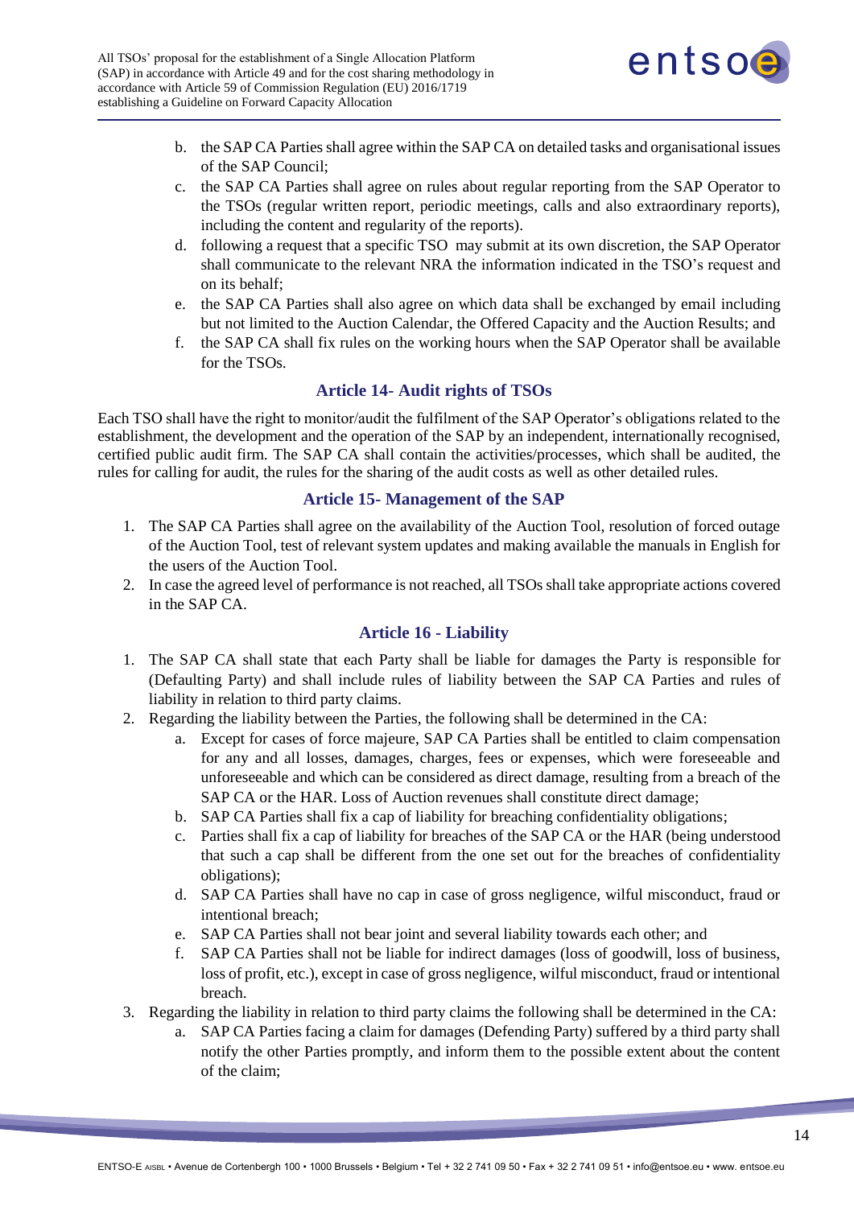b. the SAP CA Parties shall agree within the SAP CA on detailed tasks and organisational issues of the SAP Council;

c. the SAP CA Parties shall agree on rules about regular reporting from the SAP Operator to the TSOs (regular written report, periodic meetings, calls and also extraordinary reports), including the content and regularity of the reports).

d. following a request that a specific TSO may submit at its own discretion, the SAP Operator shall communicate to the relevant NRA the information indicated in the TSO's request and on its behalf;

e. the SAP CA Parties shall also agree on which data shall be exchanged by email including but not limited to the Auction Calendar, the Offered Capacity and the Auction Results; and

f. the SAP CA shall fix rules on the working hours when the SAP Operator shall be available for the TSOs.

## Article 14- Audit rights of TSOs

Each TSO shall have the right to monitor/audit the fulfilment of the SAP Operator's obligations related to the establishment, the development and the operation of the SAP by an independent, internationally recognised, certified public audit firm. The SAP CA shall contain the activities/processes, which shall be audited, the rules for calling for audit, the rules for the sharing of the audit costs as well as other detailed rules.

## Article 15- Management of the SAP

1. The SAP CA Parties shall agree on the availability of the Auction Tool, resolution of forced outage of the Auction Tool, test of relevant system updates and making available the manuals in English for the users of the Auction Tool.
2. In case the agreed level of performance is not reached, all TSOs shall take appropriate actions covered in the SAP CA.

## Article 16 - Liability

1. The SAP CA shall state that each Party shall be liable for damages the Party is responsible for (Defaulting Party) and shall include rules of liability between the SAP CA Parties and rules of liability in relation to third party claims.
2. Regarding the liability between the Parties, the following shall be determined in the CA:
   a. Except for cases of force majeure, SAP CA Parties shall be entitled to claim compensation for any and all losses, damages, charges, fees or expenses, which were foreseeable and unforeseeable and which can be considered as direct damage, resulting from a breach of the SAP CA or the HAR. Loss of Auction revenues shall constitute direct damage;
   b. SAP CA Parties shall fix a cap of liability for breaching confidentiality obligations;
   c. Parties shall fix a cap of liability for breaches of the SAP CA or the HAR (being understood that such a cap shall be different from the one set out for the breaches of confidentiality obligations);
   d. SAP CA Parties shall have no cap in case of gross negligence, wilful misconduct, fraud or intentional breach;
   e. SAP CA Parties shall not bear joint and several liability towards each other; and
   f. SAP CA Parties shall not be liable for indirect damages (loss of goodwill, loss of business, loss of profit, etc.), except in case of gross negligence, wilful misconduct, fraud or intentional breach.
3. Regarding the liability in relation to third party claims the following shall be determined in the CA:
   a. SAP CA Parties facing a claim for damages (Defending Party) suffered by a third party shall notify the other Parties promptly, and inform them to the possible extent about the content of the claim;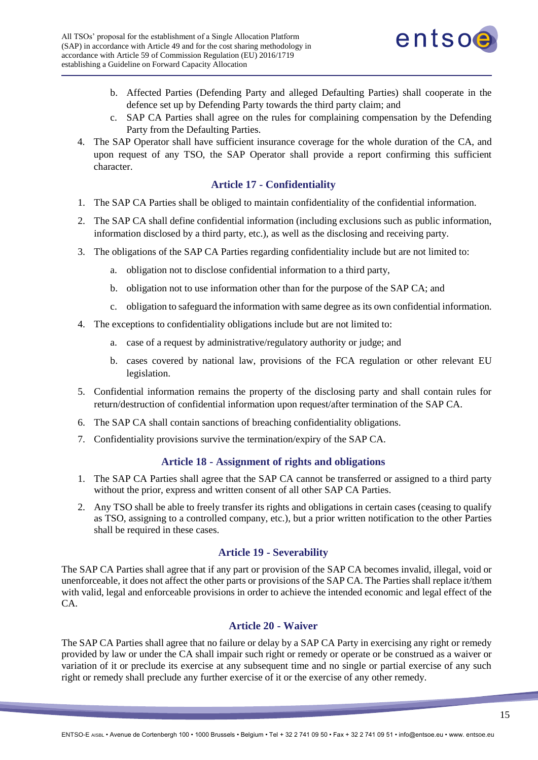b. Affected Parties (Defending Party and alleged Defaulting Parties) shall cooperate in the defence set up by Defending Party towards the third party claim; and
   c. SAP CA Parties shall agree on the rules for complaining compensation by the Defending Party from the Defaulting Parties.

4. The SAP Operator shall have sufficient insurance coverage for the whole duration of the CA, and upon request of any TSO, the SAP Operator shall provide a report confirming this sufficient character.

### Article 17 - Confidentiality

1. The SAP CA Parties shall be obliged to maintain confidentiality of the confidential information.
2. The SAP CA shall define confidential information (including exclusions such as public information, information disclosed by a third party, etc.), as well as the disclosing and receiving party.
3. The obligations of the SAP CA Parties regarding confidentiality include but are not limited to:
   a. obligation not to disclose confidential information to a third party,
   b. obligation not to use information other than for the purpose of the SAP CA; and
   c. obligation to safeguard the information with same degree as its own confidential information.
4. The exceptions to confidentiality obligations include but are not limited to:
   a. case of a request by administrative/regulatory authority or judge; and
   b. cases covered by national law, provisions of the FCA regulation or other relevant EU legislation.
5. Confidential information remains the property of the disclosing party and shall contain rules for return/destruction of confidential information upon request/after termination of the SAP CA.
6. The SAP CA shall contain sanctions of breaching confidentiality obligations.
7. Confidentiality provisions survive the termination/expiry of the SAP CA.

### Article 18 - Assignment of rights and obligations

1. The SAP CA Parties shall agree that the SAP CA cannot be transferred or assigned to a third party without the prior, express and written consent of all other SAP CA Parties.
2. Any TSO shall be able to freely transfer its rights and obligations in certain cases (ceasing to qualify as TSO, assigning to a controlled company, etc.), but a prior written notification to the other Parties shall be required in these cases.

### Article 19 - Severability

The SAP CA Parties shall agree that if any part or provision of the SAP CA becomes invalid, illegal, void or unenforceable, it does not affect the other parts or provisions of the SAP CA. The Parties shall replace it/them with valid, legal and enforceable provisions in order to achieve the intended economic and legal effect of the CA.

### Article 20 - Waiver

The SAP CA Parties shall agree that no failure or delay by a SAP CA Party in exercising any right or remedy provided by law or under the CA shall impair such right or remedy or operate or be construed as a waiver or variation of it or preclude its exercise at any subsequent time and no single or partial exercise of any such right or remedy shall preclude any further exercise of it or the exercise of any other remedy.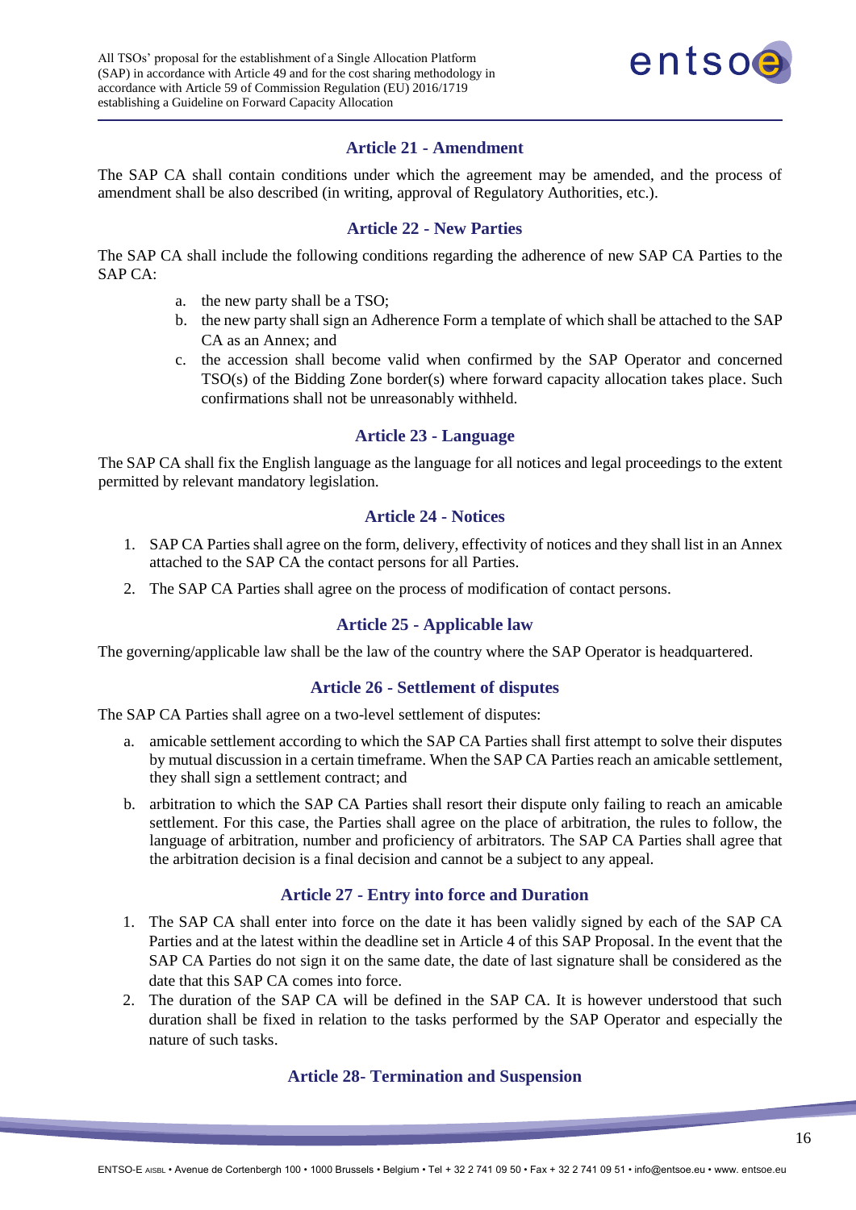### Article 21 - Amendment

The SAP CA shall contain conditions under which the agreement may be amended, and the process of amendment shall be also described (in writing, approval of Regulatory Authorities, etc.).

### Article 22 - New Parties

The SAP CA shall include the following conditions regarding the adherence of new SAP CA Parties to the SAP CA:

a. the new party shall be a TSO;
b. the new party shall sign an Adherence Form a template of which shall be attached to the SAP CA as an Annex; and
c. the accession shall become valid when confirmed by the SAP Operator and concerned TSO(s) of the Bidding Zone border(s) where forward capacity allocation takes place. Such confirmations shall not be unreasonably withheld.

### Article 23 - Language

The SAP CA shall fix the English language as the language for all notices and legal proceedings to the extent permitted by relevant mandatory legislation.

### Article 24 - Notices

1. SAP CA Parties shall agree on the form, delivery, effectivity of notices and they shall list in an Annex attached to the SAP CA the contact persons for all Parties.
2. The SAP CA Parties shall agree on the process of modification of contact persons.

### Article 25 - Applicable law

The governing/applicable law shall be the law of the country where the SAP Operator is headquartered.

### Article 26 - Settlement of disputes

The SAP CA Parties shall agree on a two-level settlement of disputes:

a. amicable settlement according to which the SAP CA Parties shall first attempt to solve their disputes by mutual discussion in a certain timeframe. When the SAP CA Parties reach an amicable settlement, they shall sign a settlement contract; and
b. arbitration to which the SAP CA Parties shall resort their dispute only failing to reach an amicable settlement. For this case, the Parties shall agree on the place of arbitration, the rules to follow, the language of arbitration, number and proficiency of arbitrators. The SAP CA Parties shall agree that the arbitration decision is a final decision and cannot be a subject to any appeal.

### Article 27 - Entry into force and Duration

1. The SAP CA shall enter into force on the date it has been validly signed by each of the SAP CA Parties and at the latest within the deadline set in Article 4 of this SAP Proposal. In the event that the SAP CA Parties do not sign it on the same date, the date of last signature shall be considered as the date that this SAP CA comes into force.
2. The duration of the SAP CA will be defined in the SAP CA. It is however understood that such duration shall be fixed in relation to the tasks performed by the SAP Operator and especially the nature of such tasks.

### Article 28- Termination and Suspension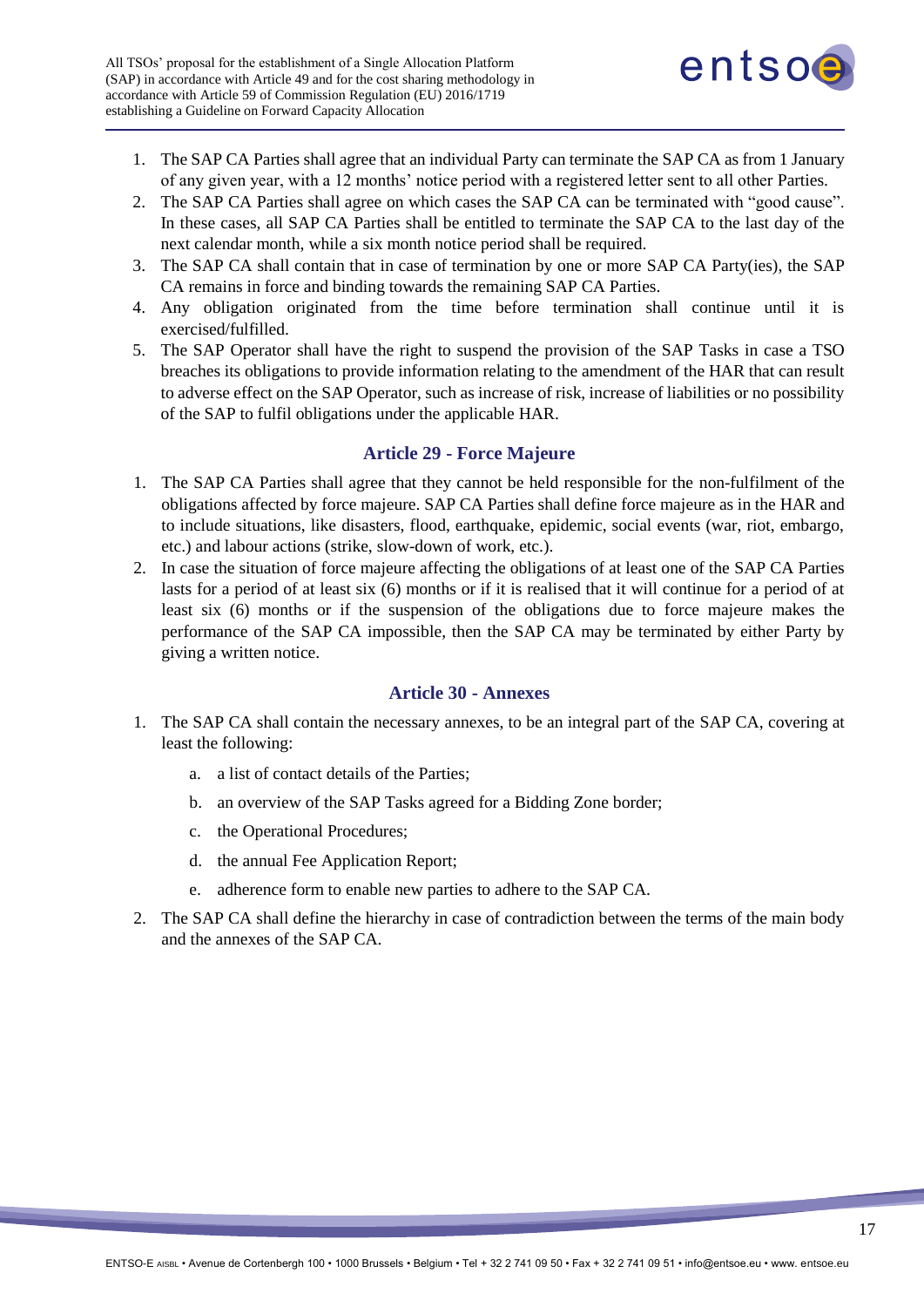1. The SAP CA Parties shall agree that an individual Party can terminate the SAP CA as from 1 January of any given year, with a 12 months' notice period with a registered letter sent to all other Parties.
2. The SAP CA Parties shall agree on which cases the SAP CA can be terminated with "good cause". In these cases, all SAP CA Parties shall be entitled to terminate the SAP CA to the last day of the next calendar month, while a six month notice period shall be required.
3. The SAP CA shall contain that in case of termination by one or more SAP CA Party(ies), the SAP CA remains in force and binding towards the remaining SAP CA Parties.
4. Any obligation originated from the time before termination shall continue until it is exercised/fulfilled.
5. The SAP Operator shall have the right to suspend the provision of the SAP Tasks in case a TSO breaches its obligations to provide information relating to the amendment of the HAR that can result to adverse effect on the SAP Operator, such as increase of risk, increase of liabilities or no possibility of the SAP to fulfil obligations under the applicable HAR.

## Article 29 - Force Majeure

1. The SAP CA Parties shall agree that they cannot be held responsible for the non-fulfilment of the obligations affected by force majeure. SAP CA Parties shall define force majeure as in the HAR and to include situations, like disasters, flood, earthquake, epidemic, social events (war, riot, embargo, etc.) and labour actions (strike, slow-down of work, etc.).
2. In case the situation of force majeure affecting the obligations of at least one of the SAP CA Parties lasts for a period of at least six (6) months or if it is realised that it will continue for a period of at least six (6) months or if the suspension of the obligations due to force majeure makes the performance of the SAP CA impossible, then the SAP CA may be terminated by either Party by giving a written notice.

## Article 30 - Annexes

1. The SAP CA shall contain the necessary annexes, to be an integral part of the SAP CA, covering at least the following:
   a. a list of contact details of the Parties;
   b. an overview of the SAP Tasks agreed for a Bidding Zone border;
   c. the Operational Procedures;
   d. the annual Fee Application Report;
   e. adherence form to enable new parties to adhere to the SAP CA.
2. The SAP CA shall define the hierarchy in case of contradiction between the terms of the main body and the annexes of the SAP CA.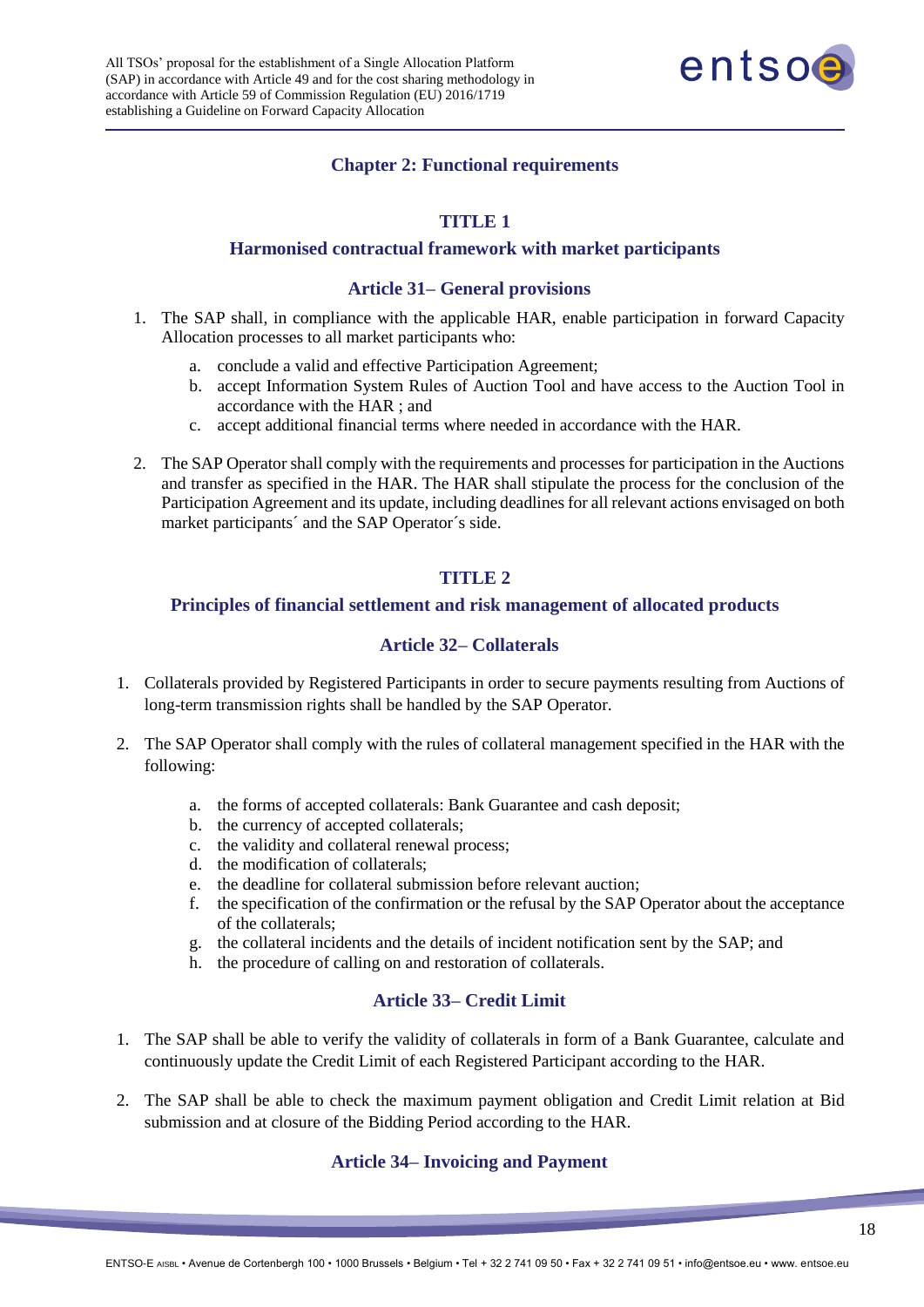## Chapter 2: Functional requirements

### TITLE 1

### Harmonised contractual framework with market participants

#### Article 31– General provisions

1. The SAP shall, in compliance with the applicable HAR, enable participation in forward Capacity Allocation processes to all market participants who:

    a. conclude a valid and effective Participation Agreement;
    b. accept Information System Rules of Auction Tool and have access to the Auction Tool in accordance with the HAR ; and
    c. accept additional financial terms where needed in accordance with the HAR.

2. The SAP Operator shall comply with the requirements and processes for participation in the Auctions and transfer as specified in the HAR. The HAR shall stipulate the process for the conclusion of the Participation Agreement and its update, including deadlines for all relevant actions envisaged on both market participants´ and the SAP Operator´s side.

### TITLE 2

### Principles of financial settlement and risk management of allocated products

#### Article 32– Collaterals

1. Collaterals provided by Registered Participants in order to secure payments resulting from Auctions of long-term transmission rights shall be handled by the SAP Operator.

2. The SAP Operator shall comply with the rules of collateral management specified in the HAR with the following:

    a. the forms of accepted collaterals: Bank Guarantee and cash deposit;
    b. the currency of accepted collaterals;
    c. the validity and collateral renewal process;
    d. the modification of collaterals;
    e. the deadline for collateral submission before relevant auction;
    f. the specification of the confirmation or the refusal by the SAP Operator about the acceptance of the collaterals;
    g. the collateral incidents and the details of incident notification sent by the SAP; and
    h. the procedure of calling on and restoration of collaterals.

#### Article 33– Credit Limit

1. The SAP shall be able to verify the validity of collaterals in form of a Bank Guarantee, calculate and continuously update the Credit Limit of each Registered Participant according to the HAR.

2. The SAP shall be able to check the maximum payment obligation and Credit Limit relation at Bid submission and at closure of the Bidding Period according to the HAR.

#### Article 34– Invoicing and Payment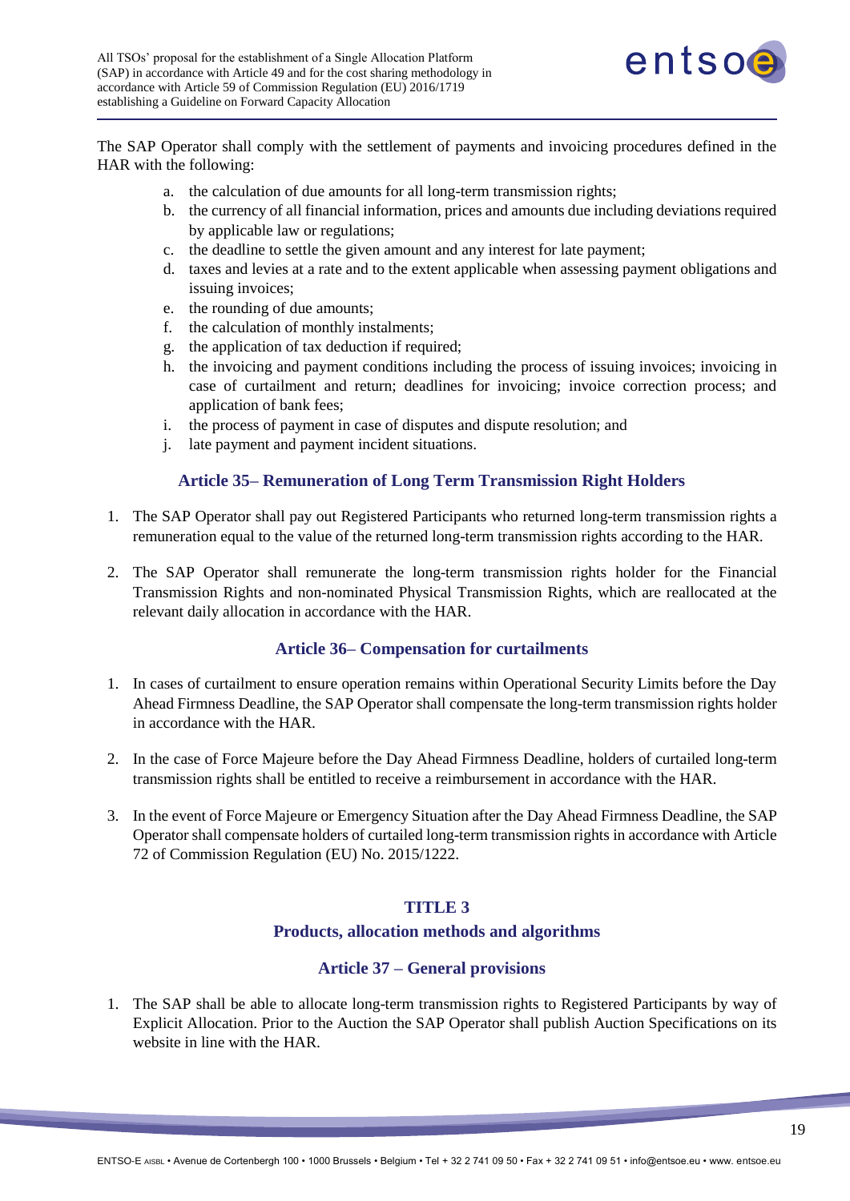The SAP Operator shall comply with the settlement of payments and invoicing procedures defined in the HAR with the following:

a. the calculation of due amounts for all long-term transmission rights;
b. the currency of all financial information, prices and amounts due including deviations required by applicable law or regulations;
c. the deadline to settle the given amount and any interest for late payment;
d. taxes and levies at a rate and to the extent applicable when assessing payment obligations and issuing invoices;
e. the rounding of due amounts;
f. the calculation of monthly instalments;
g. the application of tax deduction if required;
h. the invoicing and payment conditions including the process of issuing invoices; invoicing in case of curtailment and return; deadlines for invoicing; invoice correction process; and application of bank fees;
i. the process of payment in case of disputes and dispute resolution; and
j. late payment and payment incident situations.

### Article 35– Remuneration of Long Term Transmission Right Holders

1. The SAP Operator shall pay out Registered Participants who returned long-term transmission rights a remuneration equal to the value of the returned long-term transmission rights according to the HAR.

2. The SAP Operator shall remunerate the long-term transmission rights holder for the Financial Transmission Rights and non-nominated Physical Transmission Rights, which are reallocated at the relevant daily allocation in accordance with the HAR.

### Article 36– Compensation for curtailments

1. In cases of curtailment to ensure operation remains within Operational Security Limits before the Day Ahead Firmness Deadline, the SAP Operator shall compensate the long-term transmission rights holder in accordance with the HAR.

2. In the case of Force Majeure before the Day Ahead Firmness Deadline, holders of curtailed long-term transmission rights shall be entitled to receive a reimbursement in accordance with the HAR.

3. In the event of Force Majeure or Emergency Situation after the Day Ahead Firmness Deadline, the SAP Operator shall compensate holders of curtailed long-term transmission rights in accordance with Article 72 of Commission Regulation (EU) No. 2015/1222.

## TITLE 3

## Products, allocation methods and algorithms

### Article 37 – General provisions

1. The SAP shall be able to allocate long-term transmission rights to Registered Participants by way of Explicit Allocation. Prior to the Auction the SAP Operator shall publish Auction Specifications on its website in line with the HAR.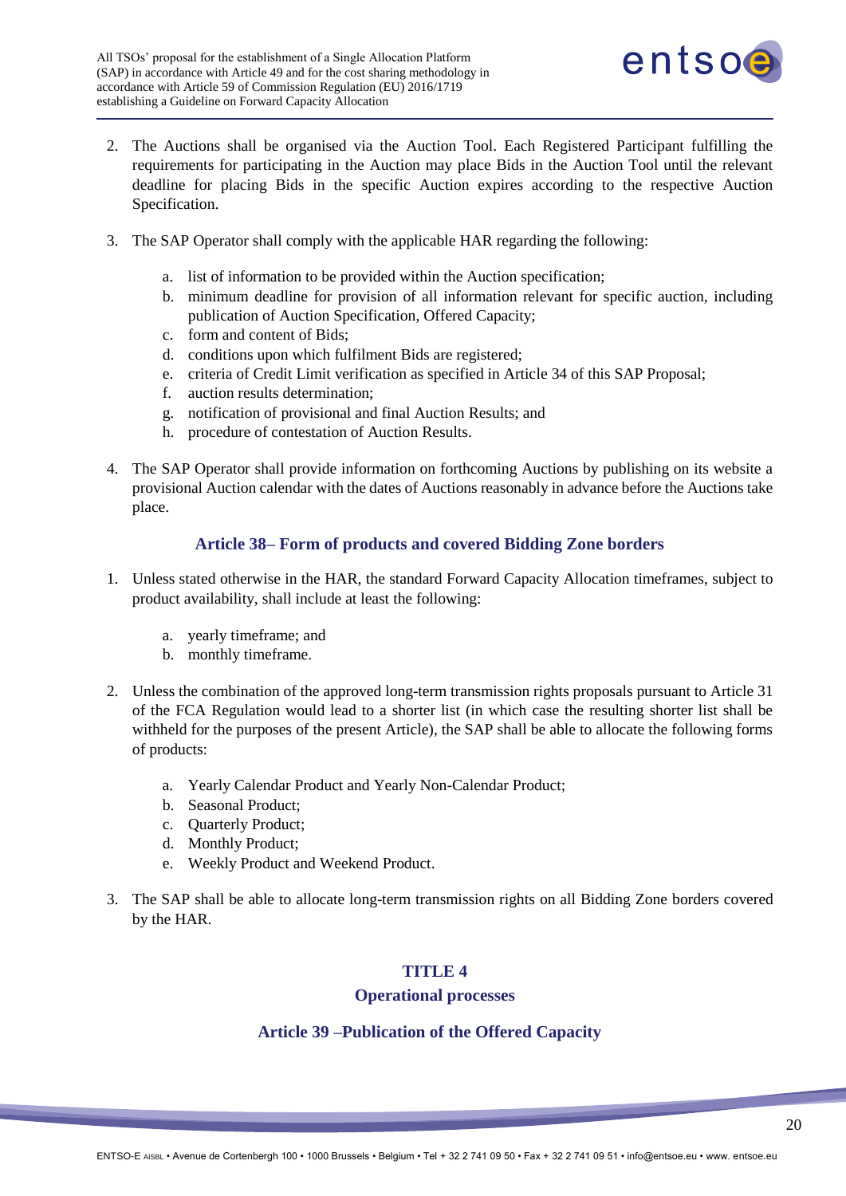2. The Auctions shall be organised via the Auction Tool. Each Registered Participant fulfilling the requirements for participating in the Auction may place Bids in the Auction Tool until the relevant deadline for placing Bids in the specific Auction expires according to the respective Auction Specification.

3. The SAP Operator shall comply with the applicable HAR regarding the following:

   a. list of information to be provided within the Auction specification;
   b. minimum deadline for provision of all information relevant for specific auction, including publication of Auction Specification, Offered Capacity;
   c. form and content of Bids;
   d. conditions upon which fulfilment Bids are registered;
   e. criteria of Credit Limit verification as specified in Article 34 of this SAP Proposal;
   f. auction results determination;
   g. notification of provisional and final Auction Results; and
   h. procedure of contestation of Auction Results.

4. The SAP Operator shall provide information on forthcoming Auctions by publishing on its website a provisional Auction calendar with the dates of Auctions reasonably in advance before the Auctions take place.

### Article 38– Form of products and covered Bidding Zone borders

1. Unless stated otherwise in the HAR, the standard Forward Capacity Allocation timeframes, subject to product availability, shall include at least the following:

   a. yearly timeframe; and
   b. monthly timeframe.

2. Unless the combination of the approved long-term transmission rights proposals pursuant to Article 31 of the FCA Regulation would lead to a shorter list (in which case the resulting shorter list shall be withheld for the purposes of the present Article), the SAP shall be able to allocate the following forms of products:

   a. Yearly Calendar Product and Yearly Non-Calendar Product;
   b. Seasonal Product;
   c. Quarterly Product;
   d. Monthly Product;
   e. Weekly Product and Weekend Product.

3. The SAP shall be able to allocate long-term transmission rights on all Bidding Zone borders covered by the HAR.

## TITLE 4
## Operational processes

### Article 39 –Publication of the Offered Capacity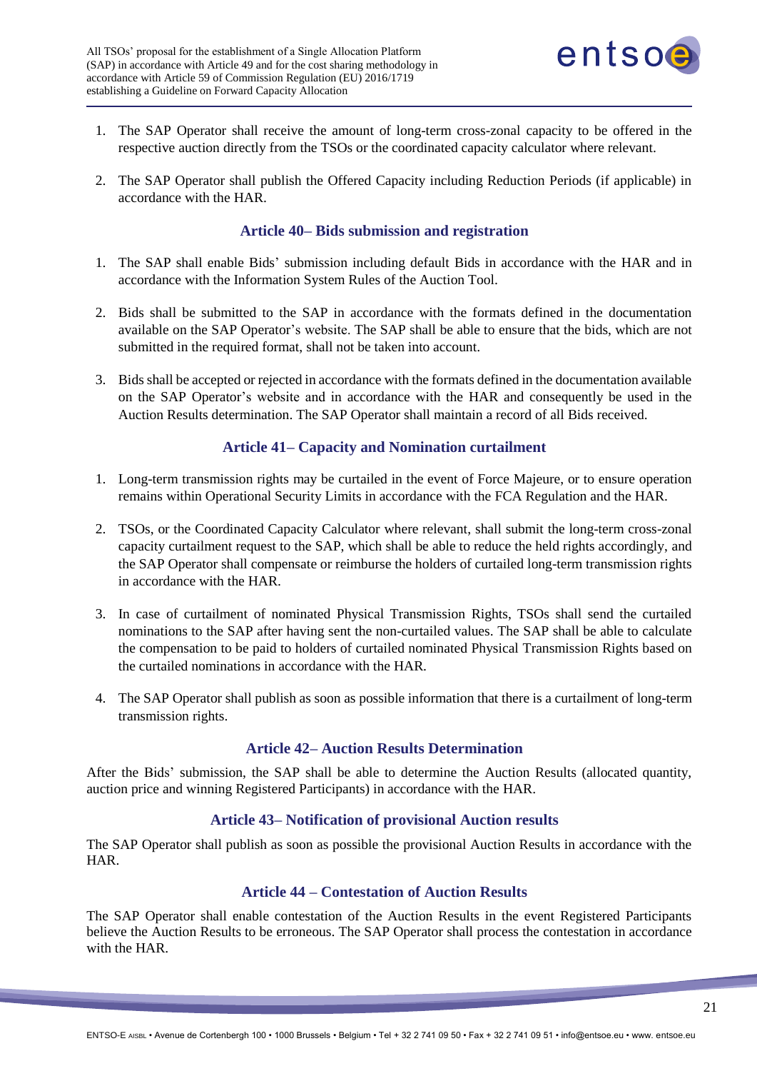1. The SAP Operator shall receive the amount of long-term cross-zonal capacity to be offered in the respective auction directly from the TSOs or the coordinated capacity calculator where relevant.

2. The SAP Operator shall publish the Offered Capacity including Reduction Periods (if applicable) in accordance with the HAR.

### Article 40– Bids submission and registration

1. The SAP shall enable Bids' submission including default Bids in accordance with the HAR and in accordance with the Information System Rules of the Auction Tool.

2. Bids shall be submitted to the SAP in accordance with the formats defined in the documentation available on the SAP Operator's website. The SAP shall be able to ensure that the bids, which are not submitted in the required format, shall not be taken into account.

3. Bids shall be accepted or rejected in accordance with the formats defined in the documentation available on the SAP Operator's website and in accordance with the HAR and consequently be used in the Auction Results determination. The SAP Operator shall maintain a record of all Bids received.

### Article 41– Capacity and Nomination curtailment

1. Long-term transmission rights may be curtailed in the event of Force Majeure, or to ensure operation remains within Operational Security Limits in accordance with the FCA Regulation and the HAR.

2. TSOs, or the Coordinated Capacity Calculator where relevant, shall submit the long-term cross-zonal capacity curtailment request to the SAP, which shall be able to reduce the held rights accordingly, and the SAP Operator shall compensate or reimburse the holders of curtailed long-term transmission rights in accordance with the HAR.

3. In case of curtailment of nominated Physical Transmission Rights, TSOs shall send the curtailed nominations to the SAP after having sent the non-curtailed values. The SAP shall be able to calculate the compensation to be paid to holders of curtailed nominated Physical Transmission Rights based on the curtailed nominations in accordance with the HAR.

4. The SAP Operator shall publish as soon as possible information that there is a curtailment of long-term transmission rights.

### Article 42– Auction Results Determination

After the Bids' submission, the SAP shall be able to determine the Auction Results (allocated quantity, auction price and winning Registered Participants) in accordance with the HAR.

### Article 43– Notification of provisional Auction results

The SAP Operator shall publish as soon as possible the provisional Auction Results in accordance with the HAR.

### Article 44 – Contestation of Auction Results

The SAP Operator shall enable contestation of the Auction Results in the event Registered Participants believe the Auction Results to be erroneous. The SAP Operator shall process the contestation in accordance with the HAR.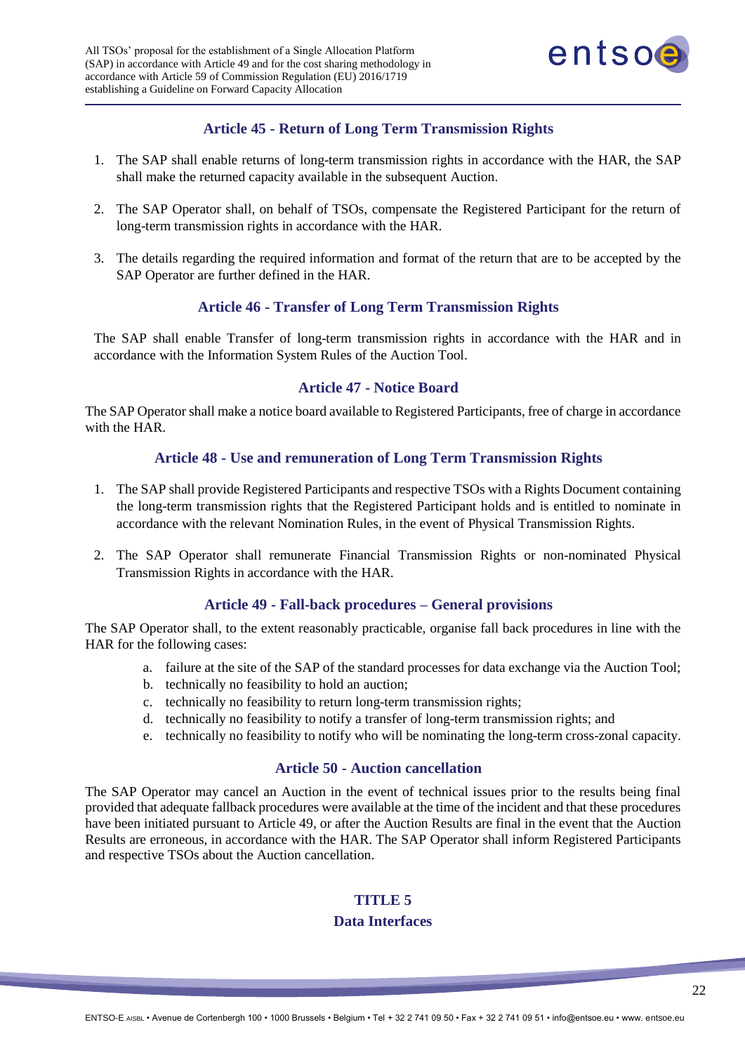## Article 45 - Return of Long Term Transmission Rights

1. The SAP shall enable returns of long-term transmission rights in accordance with the HAR, the SAP shall make the returned capacity available in the subsequent Auction.

2. The SAP Operator shall, on behalf of TSOs, compensate the Registered Participant for the return of long-term transmission rights in accordance with the HAR.

3. The details regarding the required information and format of the return that are to be accepted by the SAP Operator are further defined in the HAR.

## Article 46 - Transfer of Long Term Transmission Rights

The SAP shall enable Transfer of long-term transmission rights in accordance with the HAR and in accordance with the Information System Rules of the Auction Tool.

## Article 47 - Notice Board

The SAP Operator shall make a notice board available to Registered Participants, free of charge in accordance with the HAR.

## Article 48 - Use and remuneration of Long Term Transmission Rights

1. The SAP shall provide Registered Participants and respective TSOs with a Rights Document containing the long-term transmission rights that the Registered Participant holds and is entitled to nominate in accordance with the relevant Nomination Rules, in the event of Physical Transmission Rights.

2. The SAP Operator shall remunerate Financial Transmission Rights or non-nominated Physical Transmission Rights in accordance with the HAR.

## Article 49 - Fall-back procedures – General provisions

The SAP Operator shall, to the extent reasonably practicable, organise fall back procedures in line with the HAR for the following cases:

a. failure at the site of the SAP of the standard processes for data exchange via the Auction Tool;
b. technically no feasibility to hold an auction;
c. technically no feasibility to return long-term transmission rights;
d. technically no feasibility to notify a transfer of long-term transmission rights; and
e. technically no feasibility to notify who will be nominating the long-term cross-zonal capacity.

## Article 50 - Auction cancellation

The SAP Operator may cancel an Auction in the event of technical issues prior to the results being final provided that adequate fallback procedures were available at the time of the incident and that these procedures have been initiated pursuant to Article 49, or after the Auction Results are final in the event that the Auction Results are erroneous, in accordance with the HAR. The SAP Operator shall inform Registered Participants and respective TSOs about the Auction cancellation.

# TITLE 5
# Data Interfaces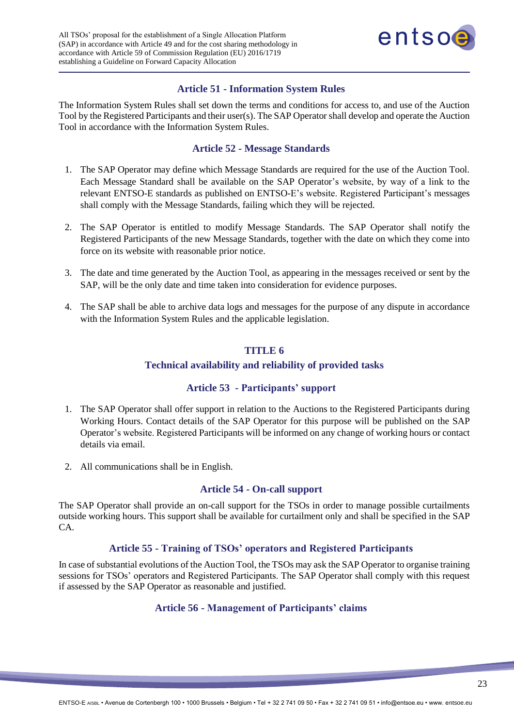### Article 51 - Information System Rules

The Information System Rules shall set down the terms and conditions for access to, and use of the Auction Tool by the Registered Participants and their user(s). The SAP Operator shall develop and operate the Auction Tool in accordance with the Information System Rules.

### Article 52 - Message Standards

1. The SAP Operator may define which Message Standards are required for the use of the Auction Tool. Each Message Standard shall be available on the SAP Operator's website, by way of a link to the relevant ENTSO-E standards as published on ENTSO-E's website. Registered Participant's messages shall comply with the Message Standards, failing which they will be rejected.

2. The SAP Operator is entitled to modify Message Standards. The SAP Operator shall notify the Registered Participants of the new Message Standards, together with the date on which they come into force on its website with reasonable prior notice.

3. The date and time generated by the Auction Tool, as appearing in the messages received or sent by the SAP, will be the only date and time taken into consideration for evidence purposes.

4. The SAP shall be able to archive data logs and messages for the purpose of any dispute in accordance with the Information System Rules and the applicable legislation.

## TITLE 6
## Technical availability and reliability of provided tasks

### Article 53 - Participants' support

1. The SAP Operator shall offer support in relation to the Auctions to the Registered Participants during Working Hours. Contact details of the SAP Operator for this purpose will be published on the SAP Operator's website. Registered Participants will be informed on any change of working hours or contact details via email.

2. All communications shall be in English.

### Article 54 - On-call support

The SAP Operator shall provide an on-call support for the TSOs in order to manage possible curtailments outside working hours. This support shall be available for curtailment only and shall be specified in the SAP CA.

### Article 55 - Training of TSOs' operators and Registered Participants

In case of substantial evolutions of the Auction Tool, the TSOs may ask the SAP Operator to organise training sessions for TSOs' operators and Registered Participants. The SAP Operator shall comply with this request if assessed by the SAP Operator as reasonable and justified.

### Article 56 - Management of Participants' claims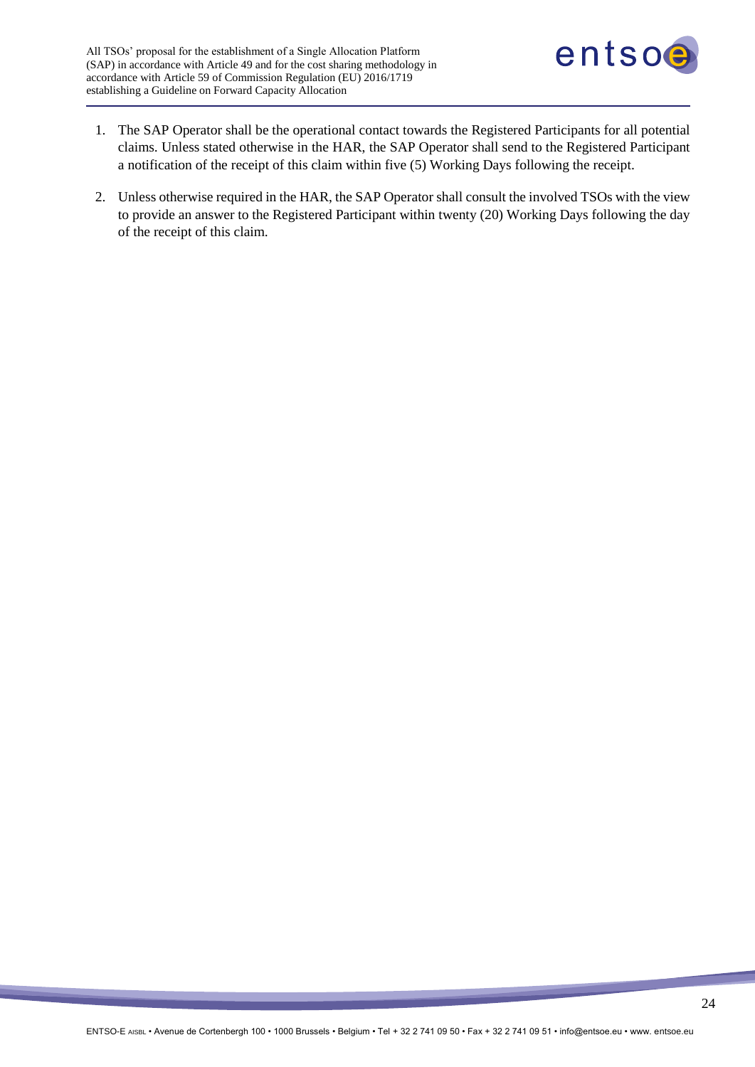1. The SAP Operator shall be the operational contact towards the Registered Participants for all potential claims. Unless stated otherwise in the HAR, the SAP Operator shall send to the Registered Participant a notification of the receipt of this claim within five (5) Working Days following the receipt.

2. Unless otherwise required in the HAR, the SAP Operator shall consult the involved TSOs with the view to provide an answer to the Registered Participant within twenty (20) Working Days following the day of the receipt of this claim.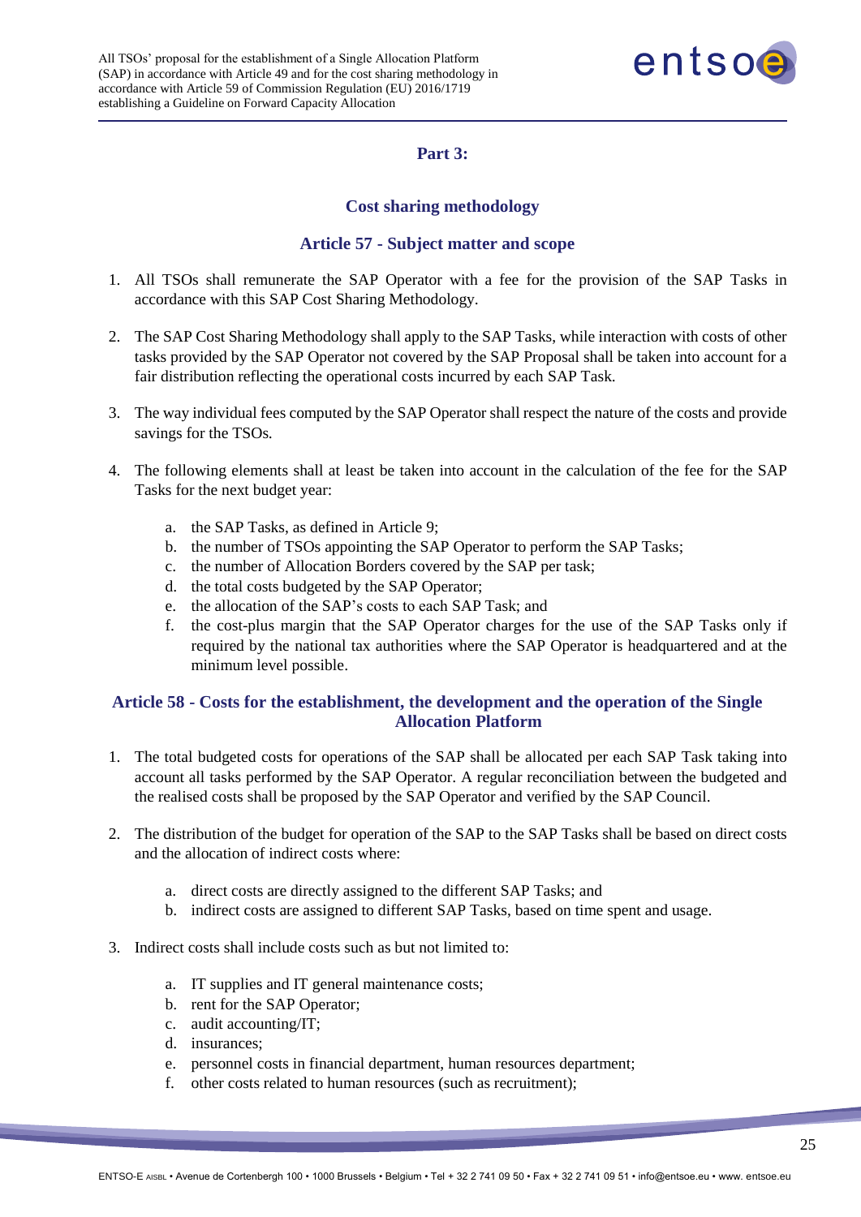## Part 3:

## Cost sharing methodology

### Article 57 - Subject matter and scope

1. All TSOs shall remunerate the SAP Operator with a fee for the provision of the SAP Tasks in accordance with this SAP Cost Sharing Methodology.

2. The SAP Cost Sharing Methodology shall apply to the SAP Tasks, while interaction with costs of other tasks provided by the SAP Operator not covered by the SAP Proposal shall be taken into account for a fair distribution reflecting the operational costs incurred by each SAP Task.

3. The way individual fees computed by the SAP Operator shall respect the nature of the costs and provide savings for the TSOs.

4. The following elements shall at least be taken into account in the calculation of the fee for the SAP Tasks for the next budget year:

   a. the SAP Tasks, as defined in Article 9;
   b. the number of TSOs appointing the SAP Operator to perform the SAP Tasks;
   c. the number of Allocation Borders covered by the SAP per task;
   d. the total costs budgeted by the SAP Operator;
   e. the allocation of the SAP's costs to each SAP Task; and
   f. the cost-plus margin that the SAP Operator charges for the use of the SAP Tasks only if required by the national tax authorities where the SAP Operator is headquartered and at the minimum level possible.

### Article 58 - Costs for the establishment, the development and the operation of the Single Allocation Platform

1. The total budgeted costs for operations of the SAP shall be allocated per each SAP Task taking into account all tasks performed by the SAP Operator. A regular reconciliation between the budgeted and the realised costs shall be proposed by the SAP Operator and verified by the SAP Council.

2. The distribution of the budget for operation of the SAP to the SAP Tasks shall be based on direct costs and the allocation of indirect costs where:

   a. direct costs are directly assigned to the different SAP Tasks; and
   b. indirect costs are assigned to different SAP Tasks, based on time spent and usage.

3. Indirect costs shall include costs such as but not limited to:

   a. IT supplies and IT general maintenance costs;
   b. rent for the SAP Operator;
   c. audit accounting/IT;
   d. insurances;
   e. personnel costs in financial department, human resources department;
   f. other costs related to human resources (such as recruitment);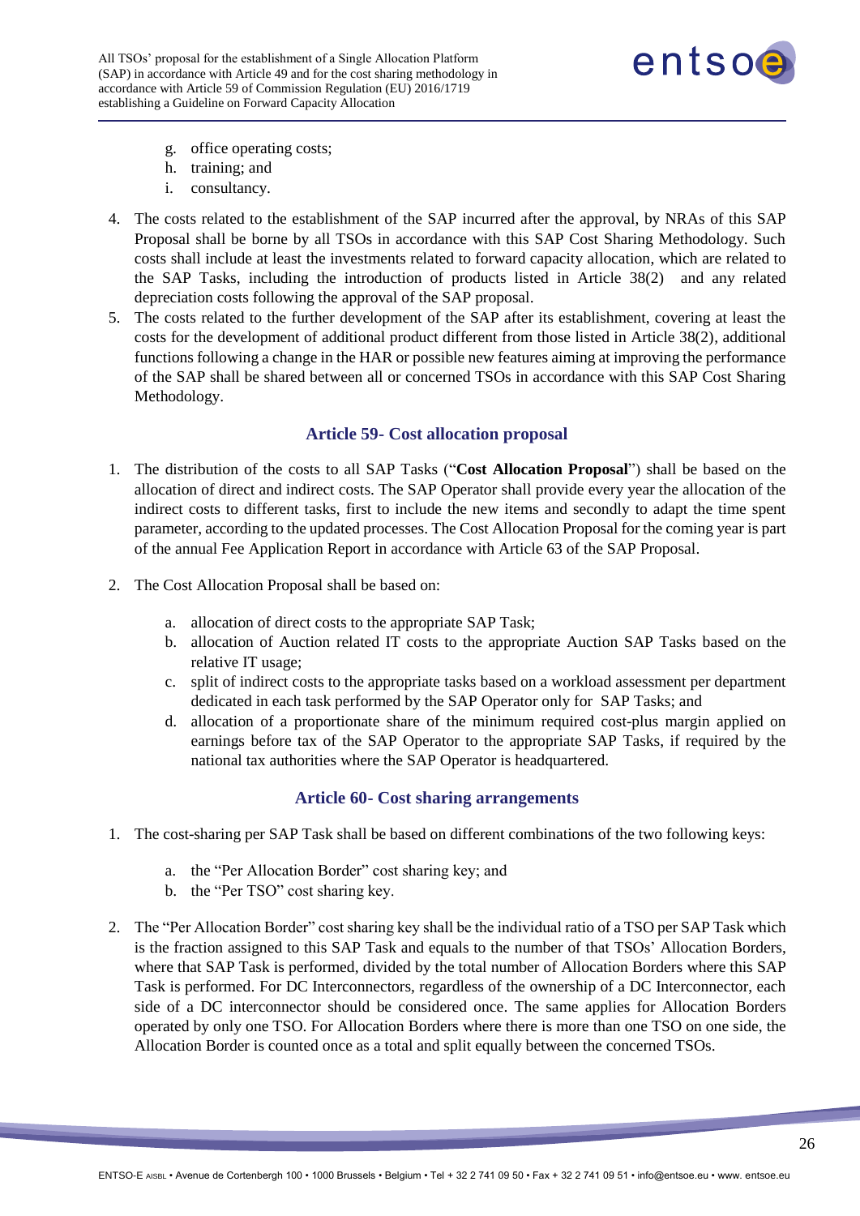g. office operating costs;
h. training; and
i. consultancy.

4. The costs related to the establishment of the SAP incurred after the approval, by NRAs of this SAP Proposal shall be borne by all TSOs in accordance with this SAP Cost Sharing Methodology. Such costs shall include at least the investments related to forward capacity allocation, which are related to the SAP Tasks, including the introduction of products listed in Article 38(2) and any related depreciation costs following the approval of the SAP proposal.
5. The costs related to the further development of the SAP after its establishment, covering at least the costs for the development of additional product different from those listed in Article 38(2), additional functions following a change in the HAR or possible new features aiming at improving the performance of the SAP shall be shared between all or concerned TSOs in accordance with this SAP Cost Sharing Methodology.

### Article 59- Cost allocation proposal

1. The distribution of the costs to all SAP Tasks ("**Cost Allocation Proposal**") shall be based on the allocation of direct and indirect costs. The SAP Operator shall provide every year the allocation of the indirect costs to different tasks, first to include the new items and secondly to adapt the time spent parameter, according to the updated processes. The Cost Allocation Proposal for the coming year is part of the annual Fee Application Report in accordance with Article 63 of the SAP Proposal.
2. The Cost Allocation Proposal shall be based on:

   a. allocation of direct costs to the appropriate SAP Task;
   b. allocation of Auction related IT costs to the appropriate Auction SAP Tasks based on the relative IT usage;
   c. split of indirect costs to the appropriate tasks based on a workload assessment per department dedicated in each task performed by the SAP Operator only for SAP Tasks; and
   d. allocation of a proportionate share of the minimum required cost-plus margin applied on earnings before tax of the SAP Operator to the appropriate SAP Tasks, if required by the national tax authorities where the SAP Operator is headquartered.

### Article 60- Cost sharing arrangements

1. The cost-sharing per SAP Task shall be based on different combinations of the two following keys:

   a. the "Per Allocation Border" cost sharing key; and
   b. the "Per TSO" cost sharing key.

2. The "Per Allocation Border" cost sharing key shall be the individual ratio of a TSO per SAP Task which is the fraction assigned to this SAP Task and equals to the number of that TSOs' Allocation Borders, where that SAP Task is performed, divided by the total number of Allocation Borders where this SAP Task is performed. For DC Interconnectors, regardless of the ownership of a DC Interconnector, each side of a DC interconnector should be considered once. The same applies for Allocation Borders operated by only one TSO. For Allocation Borders where there is more than one TSO on one side, the Allocation Border is counted once as a total and split equally between the concerned TSOs.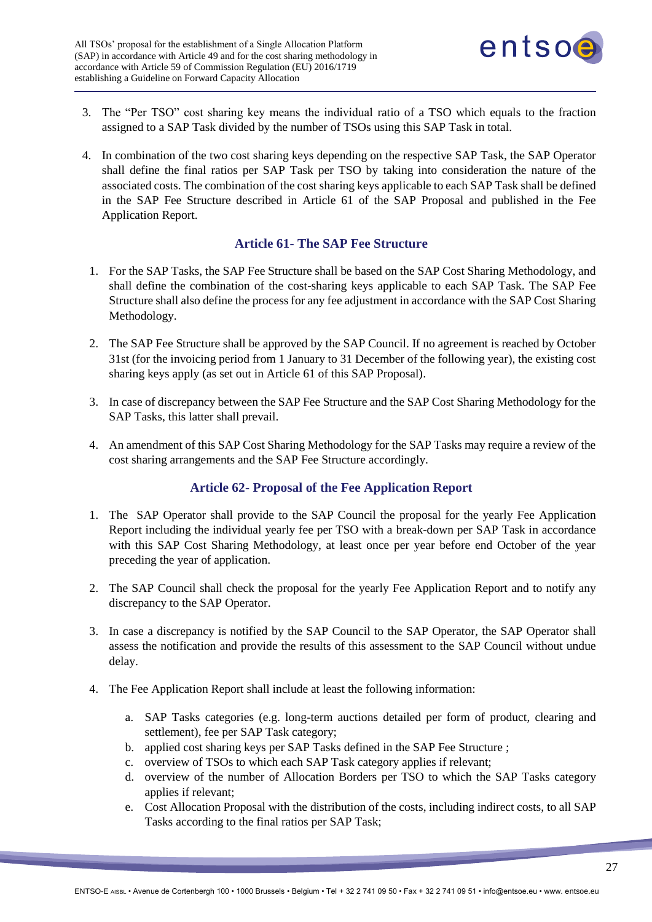3. The "Per TSO" cost sharing key means the individual ratio of a TSO which equals to the fraction assigned to a SAP Task divided by the number of TSOs using this SAP Task in total.

4. In combination of the two cost sharing keys depending on the respective SAP Task, the SAP Operator shall define the final ratios per SAP Task per TSO by taking into consideration the nature of the associated costs. The combination of the cost sharing keys applicable to each SAP Task shall be defined in the SAP Fee Structure described in Article 61 of the SAP Proposal and published in the Fee Application Report.

### Article 61- The SAP Fee Structure

1. For the SAP Tasks, the SAP Fee Structure shall be based on the SAP Cost Sharing Methodology, and shall define the combination of the cost-sharing keys applicable to each SAP Task. The SAP Fee Structure shall also define the process for any fee adjustment in accordance with the SAP Cost Sharing Methodology.

2. The SAP Fee Structure shall be approved by the SAP Council. If no agreement is reached by October 31st (for the invoicing period from 1 January to 31 December of the following year), the existing cost sharing keys apply (as set out in Article 61 of this SAP Proposal).

3. In case of discrepancy between the SAP Fee Structure and the SAP Cost Sharing Methodology for the SAP Tasks, this latter shall prevail.

4. An amendment of this SAP Cost Sharing Methodology for the SAP Tasks may require a review of the cost sharing arrangements and the SAP Fee Structure accordingly.

### Article 62- Proposal of the Fee Application Report

1. The SAP Operator shall provide to the SAP Council the proposal for the yearly Fee Application Report including the individual yearly fee per TSO with a break-down per SAP Task in accordance with this SAP Cost Sharing Methodology, at least once per year before end October of the year preceding the year of application.

2. The SAP Council shall check the proposal for the yearly Fee Application Report and to notify any discrepancy to the SAP Operator.

3. In case a discrepancy is notified by the SAP Council to the SAP Operator, the SAP Operator shall assess the notification and provide the results of this assessment to the SAP Council without undue delay.

4. The Fee Application Report shall include at least the following information:

   a. SAP Tasks categories (e.g. long-term auctions detailed per form of product, clearing and settlement), fee per SAP Task category;
   b. applied cost sharing keys per SAP Tasks defined in the SAP Fee Structure ;
   c. overview of TSOs to which each SAP Task category applies if relevant;
   d. overview of the number of Allocation Borders per TSO to which the SAP Tasks category applies if relevant;
   e. Cost Allocation Proposal with the distribution of the costs, including indirect costs, to all SAP Tasks according to the final ratios per SAP Task;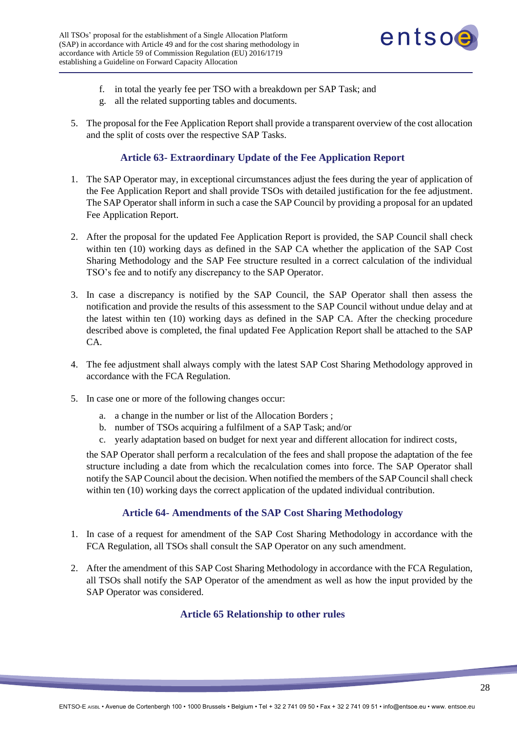f. in total the yearly fee per TSO with a breakdown per SAP Task; and
g. all the related supporting tables and documents.

5. The proposal for the Fee Application Report shall provide a transparent overview of the cost allocation and the split of costs over the respective SAP Tasks.

### Article 63- Extraordinary Update of the Fee Application Report

1. The SAP Operator may, in exceptional circumstances adjust the fees during the year of application of the Fee Application Report and shall provide TSOs with detailed justification for the fee adjustment. The SAP Operator shall inform in such a case the SAP Council by providing a proposal for an updated Fee Application Report.

2. After the proposal for the updated Fee Application Report is provided, the SAP Council shall check within ten (10) working days as defined in the SAP CA whether the application of the SAP Cost Sharing Methodology and the SAP Fee structure resulted in a correct calculation of the individual TSO's fee and to notify any discrepancy to the SAP Operator.

3. In case a discrepancy is notified by the SAP Council, the SAP Operator shall then assess the notification and provide the results of this assessment to the SAP Council without undue delay and at the latest within ten (10) working days as defined in the SAP CA. After the checking procedure described above is completed, the final updated Fee Application Report shall be attached to the SAP CA.

4. The fee adjustment shall always comply with the latest SAP Cost Sharing Methodology approved in accordance with the FCA Regulation.

5. In case one or more of the following changes occur:

   a. a change in the number or list of the Allocation Borders ;
   b. number of TSOs acquiring a fulfilment of a SAP Task; and/or
   c. yearly adaptation based on budget for next year and different allocation for indirect costs,

   the SAP Operator shall perform a recalculation of the fees and shall propose the adaptation of the fee structure including a date from which the recalculation comes into force. The SAP Operator shall notify the SAP Council about the decision. When notified the members of the SAP Council shall check within ten (10) working days the correct application of the updated individual contribution.

### Article 64- Amendments of the SAP Cost Sharing Methodology

1. In case of a request for amendment of the SAP Cost Sharing Methodology in accordance with the FCA Regulation, all TSOs shall consult the SAP Operator on any such amendment.

2. After the amendment of this SAP Cost Sharing Methodology in accordance with the FCA Regulation, all TSOs shall notify the SAP Operator of the amendment as well as how the input provided by the SAP Operator was considered.

### Article 65 Relationship to other rules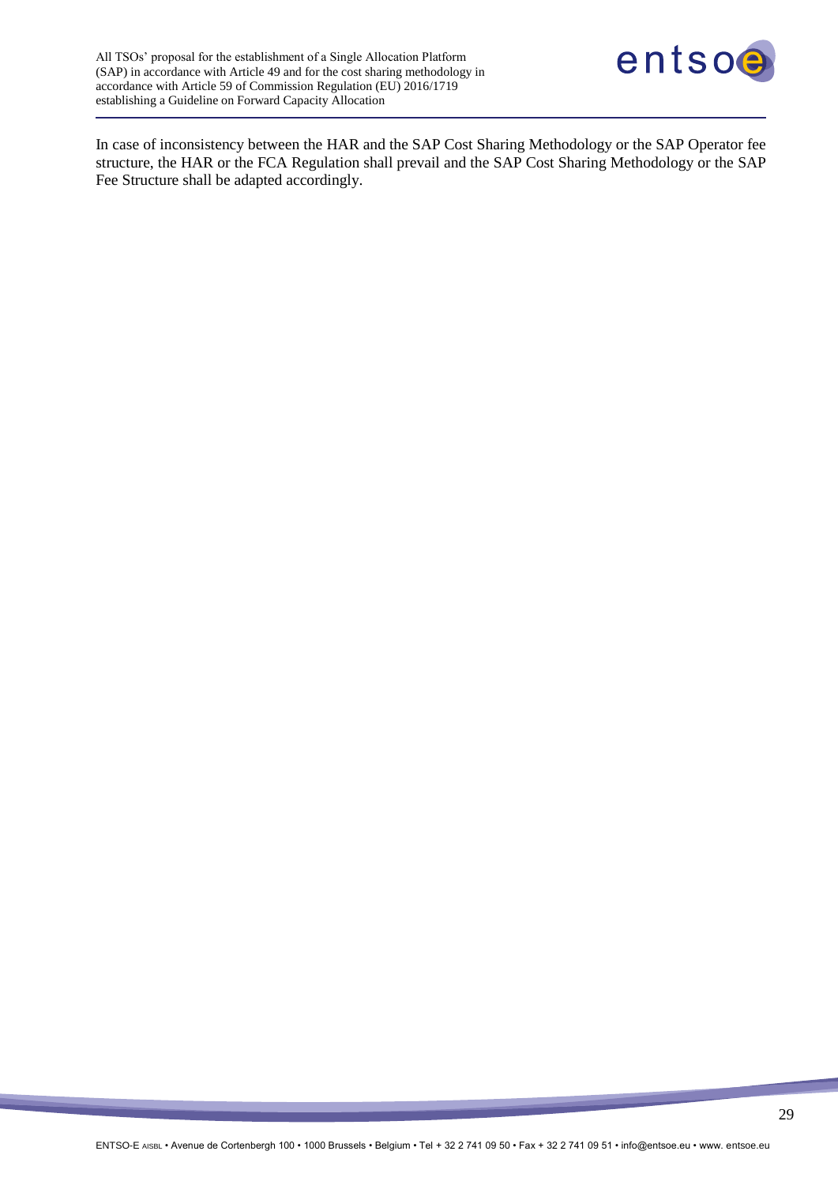In case of inconsistency between the HAR and the SAP Cost Sharing Methodology or the SAP Operator fee structure, the HAR or the FCA Regulation shall prevail and the SAP Cost Sharing Methodology or the SAP Fee Structure shall be adapted accordingly.